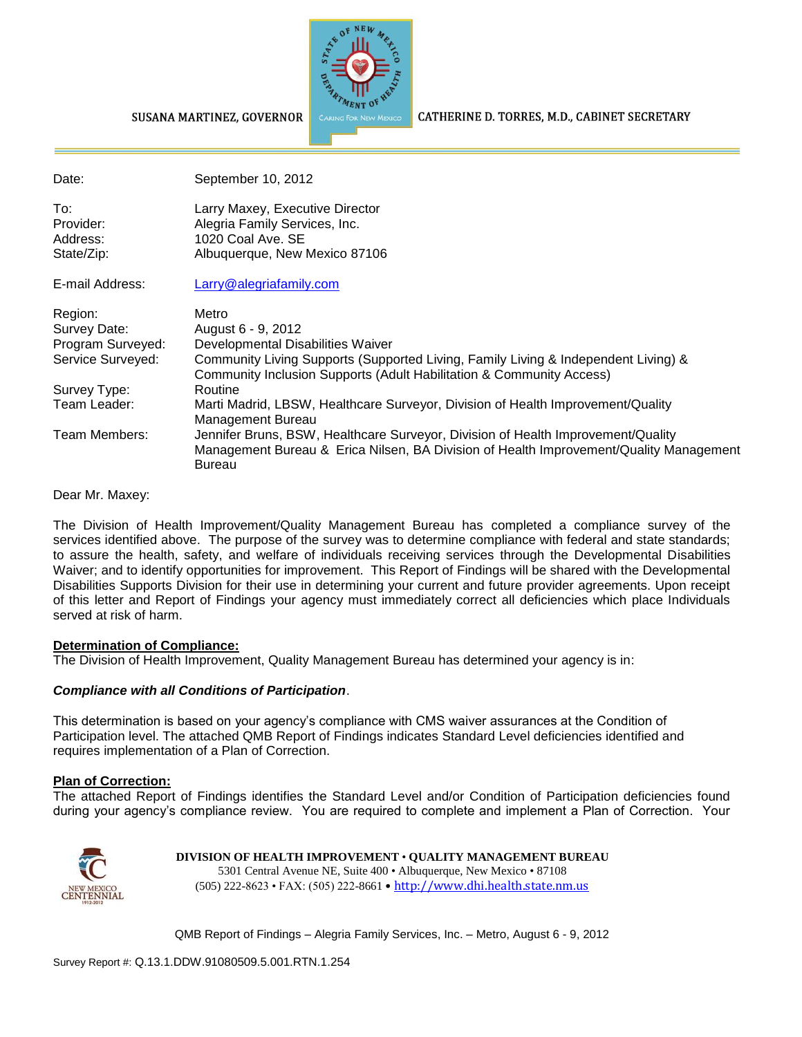SUSANA MARTINEZ, GOVERNOR

CATHERINE D. TORRES, M.D., CABINET SECRETARY

| | |
|---|---|
| Date: | September 10, 2012 |
| To: | Larry Maxey, Executive Director |
| Provider: | Alegria Family Services, Inc. |
| Address: | 1020 Coal Ave. SE |
| State/Zip: | Albuquerque, New Mexico 87106 |
| E-mail Address: | Larry@alegriafamily.com |
| Region: | Metro |
| Survey Date: | August 6 - 9, 2012 |
| Program Surveyed: | Developmental Disabilities Waiver |
| Service Surveyed: | Community Living Supports (Supported Living, Family Living & Independent Living) & Community Inclusion Supports (Adult Habilitation & Community Access) |
| Survey Type: | Routine |
| Team Leader: | Marti Madrid, LBSW, Healthcare Surveyor, Division of Health Improvement/Quality Management Bureau |
| Team Members: | Jennifer Bruns, BSW, Healthcare Surveyor, Division of Health Improvement/Quality Management Bureau & Erica Nilsen, BA Division of Health Improvement/Quality Management Bureau |

Dear Mr. Maxey:

The Division of Health Improvement/Quality Management Bureau has completed a compliance survey of the services identified above. The purpose of the survey was to determine compliance with federal and state standards; to assure the health, safety, and welfare of individuals receiving services through the Developmental Disabilities Waiver; and to identify opportunities for improvement. This Report of Findings will be shared with the Developmental Disabilities Supports Division for their use in determining your current and future provider agreements. Upon receipt of this letter and Report of Findings your agency must immediately correct all deficiencies which place Individuals served at risk of harm.

**Determination of Compliance:**

The Division of Health Improvement, Quality Management Bureau has determined your agency is in:

***Compliance with all Conditions of Participation***.

This determination is based on your agency's compliance with CMS waiver assurances at the Condition of Participation level. The attached QMB Report of Findings indicates Standard Level deficiencies identified and requires implementation of a Plan of Correction.

**Plan of Correction:**

The attached Report of Findings identifies the Standard Level and/or Condition of Participation deficiencies found during your agency's compliance review. You are required to complete and implement a Plan of Correction. Your

**DIVISION OF HEALTH IMPROVEMENT • QUALITY MANAGEMENT BUREAU**
5301 Central Avenue NE, Suite 400 • Albuquerque, New Mexico • 87108
(505) 222-8623 • FAX: (505) 222-8661 • http://www.dhi.health.state.nm.us

QMB Report of Findings – Alegria Family Services, Inc. – Metro, August 6 - 9, 2012

Survey Report #: Q.13.1.DDW.91080509.5.001.RTN.1.254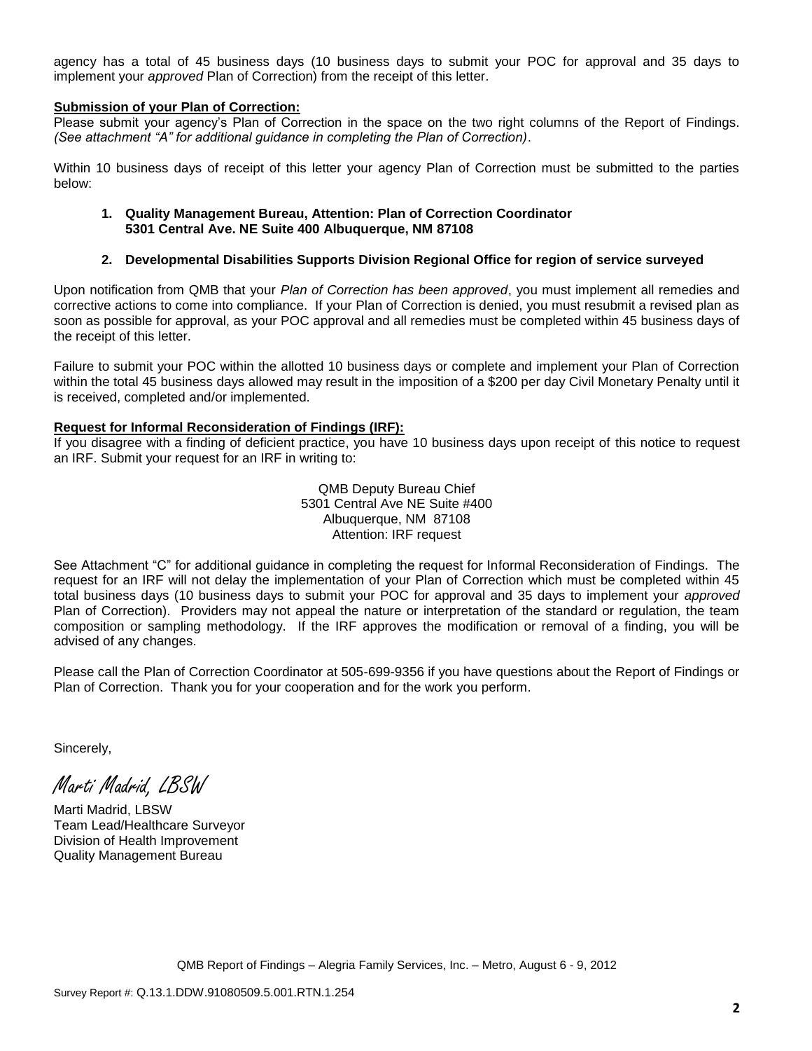agency has a total of 45 business days (10 business days to submit your POC for approval and 35 days to implement your *approved* Plan of Correction) from the receipt of this letter.

**Submission of your Plan of Correction:**

Please submit your agency's Plan of Correction in the space on the two right columns of the Report of Findings. *(See attachment "A" for additional guidance in completing the Plan of Correction)*.

Within 10 business days of receipt of this letter your agency Plan of Correction must be submitted to the parties below:

1. **Quality Management Bureau, Attention: Plan of Correction Coordinator 5301 Central Ave. NE Suite 400 Albuquerque, NM 87108**

2. **Developmental Disabilities Supports Division Regional Office for region of service surveyed**

Upon notification from QMB that your *Plan of Correction has been approved*, you must implement all remedies and corrective actions to come into compliance. If your Plan of Correction is denied, you must resubmit a revised plan as soon as possible for approval, as your POC approval and all remedies must be completed within 45 business days of the receipt of this letter.

Failure to submit your POC within the allotted 10 business days or complete and implement your Plan of Correction within the total 45 business days allowed may result in the imposition of a $200 per day Civil Monetary Penalty until it is received, completed and/or implemented.

**Request for Informal Reconsideration of Findings (IRF):**

If you disagree with a finding of deficient practice, you have 10 business days upon receipt of this notice to request an IRF. Submit your request for an IRF in writing to:

QMB Deputy Bureau Chief
5301 Central Ave NE Suite #400
Albuquerque, NM 87108
Attention: IRF request

See Attachment "C" for additional guidance in completing the request for Informal Reconsideration of Findings. The request for an IRF will not delay the implementation of your Plan of Correction which must be completed within 45 total business days (10 business days to submit your POC for approval and 35 days to implement your *approved* Plan of Correction). Providers may not appeal the nature or interpretation of the standard or regulation, the team composition or sampling methodology. If the IRF approves the modification or removal of a finding, you will be advised of any changes.

Please call the Plan of Correction Coordinator at 505-699-9356 if you have questions about the Report of Findings or Plan of Correction. Thank you for your cooperation and for the work you perform.

Sincerely,

*Marti Madrid, LBSW*

Marti Madrid, LBSW
Team Lead/Healthcare Surveyor
Division of Health Improvement
Quality Management Bureau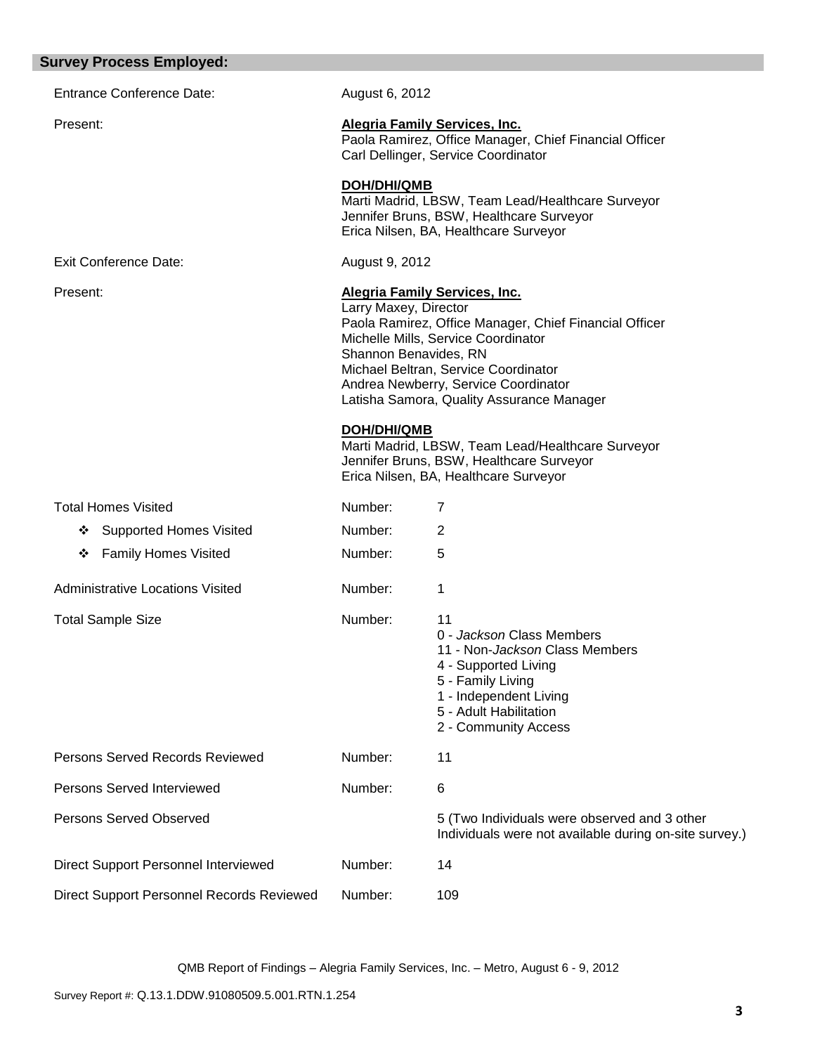## Survey Process Employed:

| | | |
|---|---|---|
| Entrance Conference Date: | August 6, 2012 | |
| Present: | **Alegria Family Services, Inc.**<br>Paola Ramirez, Office Manager, Chief Financial Officer<br>Carl Dellinger, Service Coordinator<br><br>**DOH/DHI/QMB**<br>Marti Madrid, LBSW, Team Lead/Healthcare Surveyor<br>Jennifer Bruns, BSW, Healthcare Surveyor<br>Erica Nilsen, BA, Healthcare Surveyor | |
| Exit Conference Date: | August 9, 2012 | |
| Present: | **Alegria Family Services, Inc.**<br>Larry Maxey, Director<br>Paola Ramirez, Office Manager, Chief Financial Officer<br>Michelle Mills, Service Coordinator<br>Shannon Benavides, RN<br>Michael Beltran, Service Coordinator<br>Andrea Newberry, Service Coordinator<br>Latisha Samora, Quality Assurance Manager<br><br>**DOH/DHI/QMB**<br>Marti Madrid, LBSW, Team Lead/Healthcare Surveyor<br>Jennifer Bruns, BSW, Healthcare Surveyor<br>Erica Nilsen, BA, Healthcare Surveyor | |
| Total Homes Visited | Number: | 7 |
| ❖ Supported Homes Visited | Number: | 2 |
| ❖ Family Homes Visited | Number: | 5 |
| Administrative Locations Visited | Number: | 1 |
| Total Sample Size | Number: | 11<br>0 - *Jackson* Class Members<br>11 - Non-*Jackson* Class Members<br>4 - Supported Living<br>5 - Family Living<br>1 - Independent Living<br>5 - Adult Habilitation<br>2 - Community Access |
| Persons Served Records Reviewed | Number: | 11 |
| Persons Served Interviewed | Number: | 6 |
| Persons Served Observed | | 5 (Two Individuals were observed and 3 other Individuals were not available during on-site survey.) |
| Direct Support Personnel Interviewed | Number: | 14 |
| Direct Support Personnel Records Reviewed | Number: | 109 |

QMB Report of Findings – Alegria Family Services, Inc. – Metro, August 6 - 9, 2012

Survey Report #: Q.13.1.DDW.91080509.5.001.RTN.1.254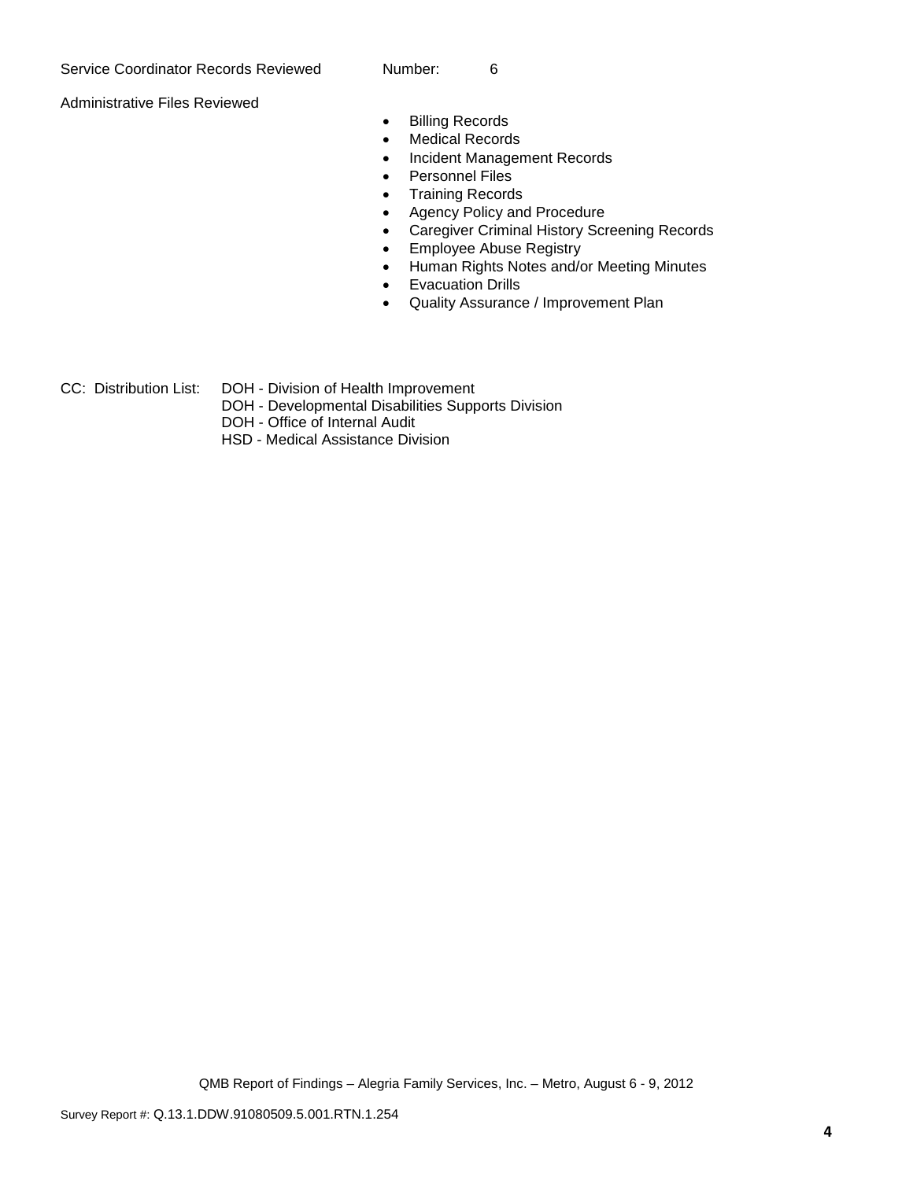Service Coordinator Records Reviewed Number: 6

Administrative Files Reviewed

- Billing Records
- Medical Records
- Incident Management Records
- Personnel Files
- Training Records
- Agency Policy and Procedure
- Caregiver Criminal History Screening Records
- Employee Abuse Registry
- Human Rights Notes and/or Meeting Minutes
- Evacuation Drills
- Quality Assurance / Improvement Plan

CC: Distribution List: DOH - Division of Health Improvement
DOH - Developmental Disabilities Supports Division
DOH - Office of Internal Audit
HSD - Medical Assistance Division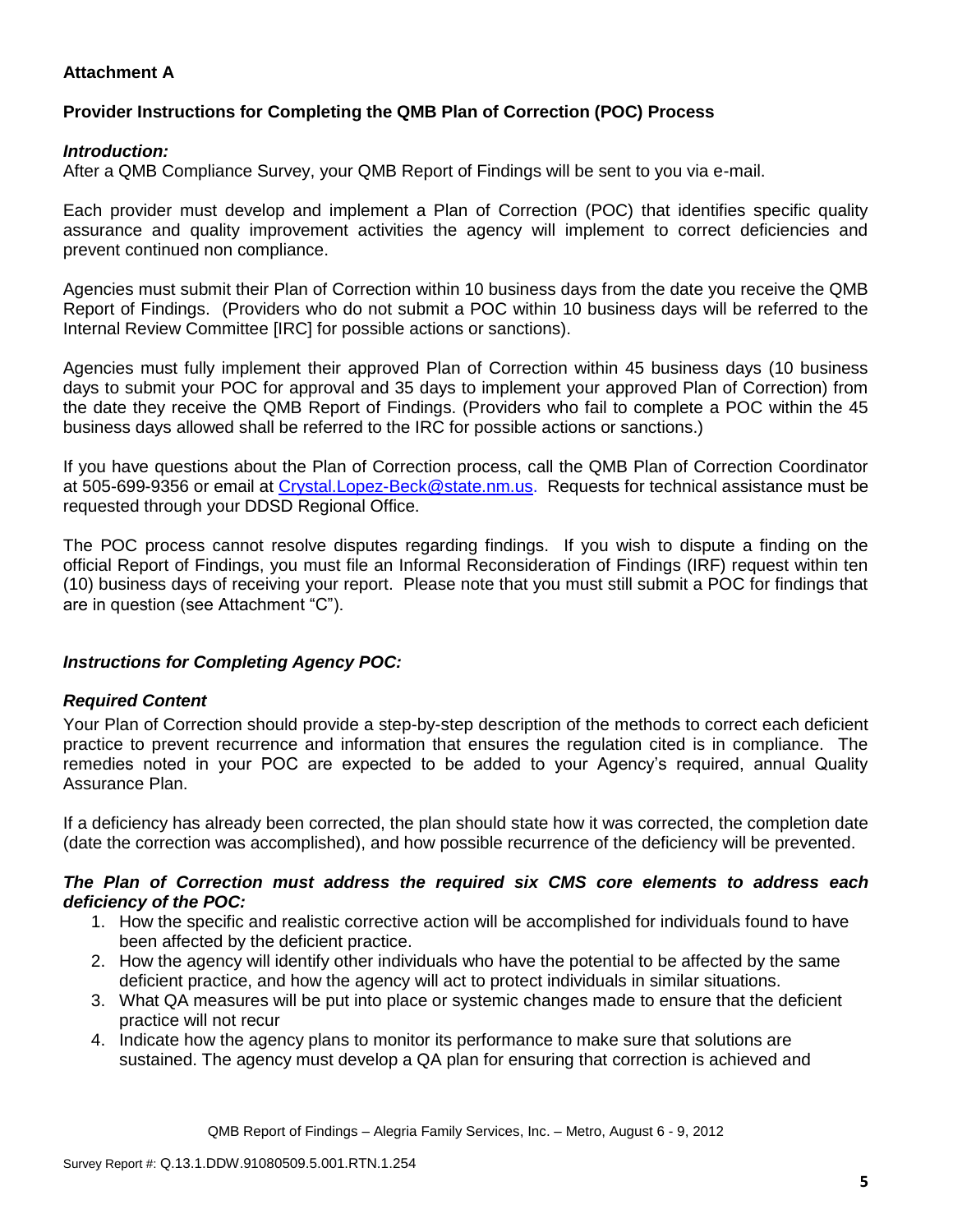**Attachment A**

**Provider Instructions for Completing the QMB Plan of Correction (POC) Process**

***Introduction:***

After a QMB Compliance Survey, your QMB Report of Findings will be sent to you via e-mail.

Each provider must develop and implement a Plan of Correction (POC) that identifies specific quality assurance and quality improvement activities the agency will implement to correct deficiencies and prevent continued non compliance.

Agencies must submit their Plan of Correction within 10 business days from the date you receive the QMB Report of Findings. (Providers who do not submit a POC within 10 business days will be referred to the Internal Review Committee [IRC] for possible actions or sanctions).

Agencies must fully implement their approved Plan of Correction within 45 business days (10 business days to submit your POC for approval and 35 days to implement your approved Plan of Correction) from the date they receive the QMB Report of Findings. (Providers who fail to complete a POC within the 45 business days allowed shall be referred to the IRC for possible actions or sanctions.)

If you have questions about the Plan of Correction process, call the QMB Plan of Correction Coordinator at 505-699-9356 or email at Crystal.Lopez-Beck@state.nm.us. Requests for technical assistance must be requested through your DDSD Regional Office.

The POC process cannot resolve disputes regarding findings. If you wish to dispute a finding on the official Report of Findings, you must file an Informal Reconsideration of Findings (IRF) request within ten (10) business days of receiving your report. Please note that you must still submit a POC for findings that are in question (see Attachment "C").

***Instructions for Completing Agency POC:***

***Required Content***

Your Plan of Correction should provide a step-by-step description of the methods to correct each deficient practice to prevent recurrence and information that ensures the regulation cited is in compliance. The remedies noted in your POC are expected to be added to your Agency's required, annual Quality Assurance Plan.

If a deficiency has already been corrected, the plan should state how it was corrected, the completion date (date the correction was accomplished), and how possible recurrence of the deficiency will be prevented.

***The Plan of Correction must address the required six CMS core elements to address each deficiency of the POC:***

1. How the specific and realistic corrective action will be accomplished for individuals found to have been affected by the deficient practice.
2. How the agency will identify other individuals who have the potential to be affected by the same deficient practice, and how the agency will act to protect individuals in similar situations.
3. What QA measures will be put into place or systemic changes made to ensure that the deficient practice will not recur
4. Indicate how the agency plans to monitor its performance to make sure that solutions are sustained. The agency must develop a QA plan for ensuring that correction is achieved and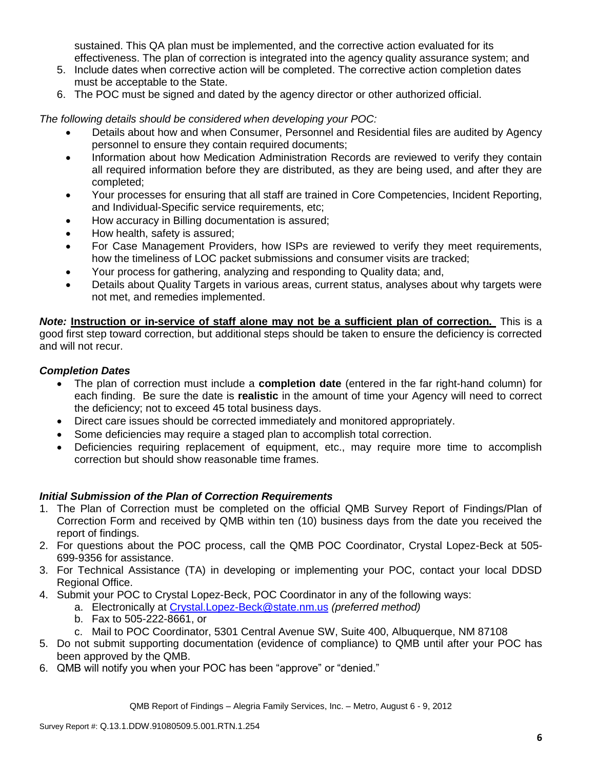sustained. This QA plan must be implemented, and the corrective action evaluated for its effectiveness. The plan of correction is integrated into the agency quality assurance system; and

5. Include dates when corrective action will be completed. The corrective action completion dates must be acceptable to the State.
6. The POC must be signed and dated by the agency director or other authorized official.

*The following details should be considered when developing your POC:*

- Details about how and when Consumer, Personnel and Residential files are audited by Agency personnel to ensure they contain required documents;
- Information about how Medication Administration Records are reviewed to verify they contain all required information before they are distributed, as they are being used, and after they are completed;
- Your processes for ensuring that all staff are trained in Core Competencies, Incident Reporting, and Individual-Specific service requirements, etc;
- How accuracy in Billing documentation is assured;
- How health, safety is assured;
- For Case Management Providers, how ISPs are reviewed to verify they meet requirements, how the timeliness of LOC packet submissions and consumer visits are tracked;
- Your process for gathering, analyzing and responding to Quality data; and,
- Details about Quality Targets in various areas, current status, analyses about why targets were not met, and remedies implemented.

***Note:*** **Instruction or in-service of staff alone may not be a sufficient plan of correction.** This is a good first step toward correction, but additional steps should be taken to ensure the deficiency is corrected and will not recur.

***Completion Dates***

- The plan of correction must include a **completion date** (entered in the far right-hand column) for each finding. Be sure the date is **realistic** in the amount of time your Agency will need to correct the deficiency; not to exceed 45 total business days.
- Direct care issues should be corrected immediately and monitored appropriately.
- Some deficiencies may require a staged plan to accomplish total correction.
- Deficiencies requiring replacement of equipment, etc., may require more time to accomplish correction but should show reasonable time frames.

***Initial Submission of the Plan of Correction Requirements***

1. The Plan of Correction must be completed on the official QMB Survey Report of Findings/Plan of Correction Form and received by QMB within ten (10) business days from the date you received the report of findings.
2. For questions about the POC process, call the QMB POC Coordinator, Crystal Lopez-Beck at 505-699-9356 for assistance.
3. For Technical Assistance (TA) in developing or implementing your POC, contact your local DDSD Regional Office.
4. Submit your POC to Crystal Lopez-Beck, POC Coordinator in any of the following ways:
   a. Electronically at Crystal.Lopez-Beck@state.nm.us *(preferred method)*
   b. Fax to 505-222-8661, or
   c. Mail to POC Coordinator, 5301 Central Avenue SW, Suite 400, Albuquerque, NM 87108
5. Do not submit supporting documentation (evidence of compliance) to QMB until after your POC has been approved by the QMB.
6. QMB will notify you when your POC has been "approve" or "denied."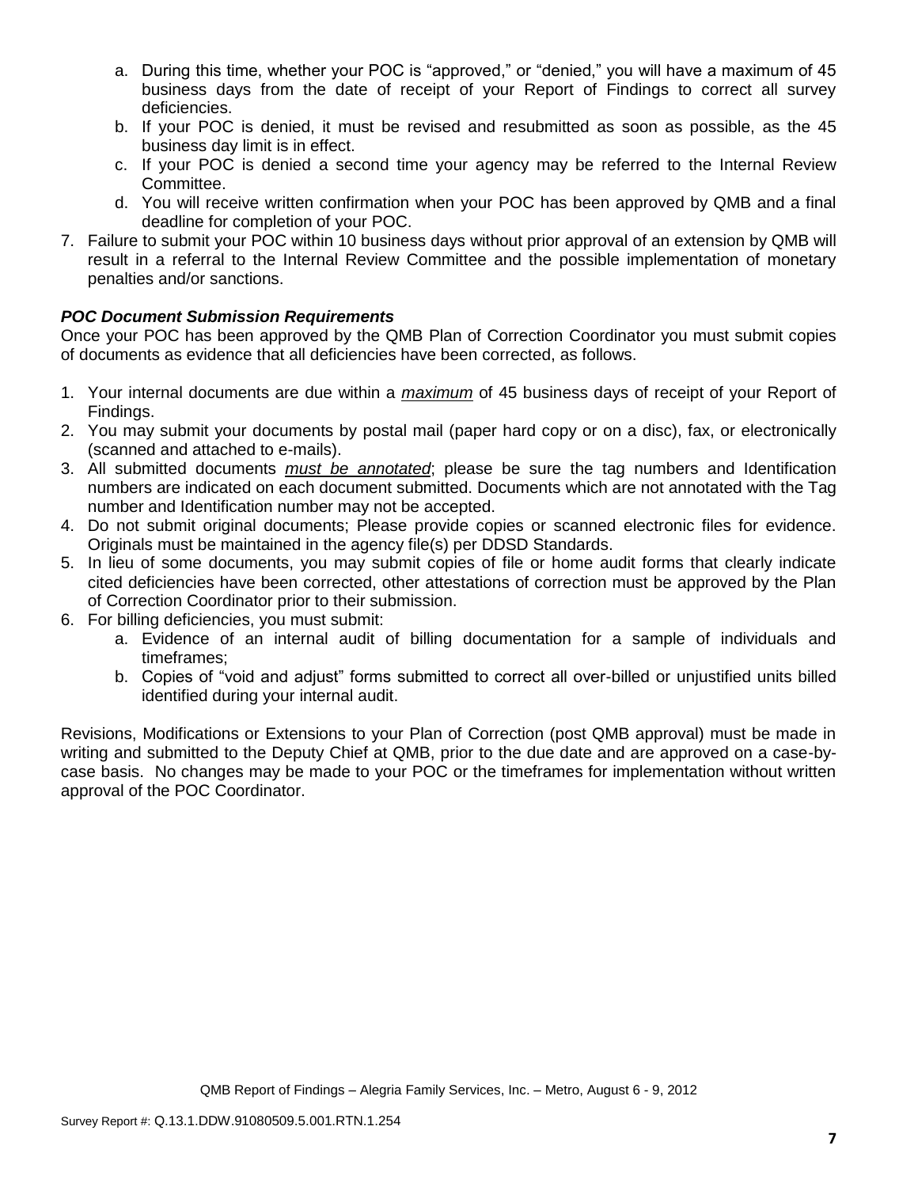a. During this time, whether your POC is "approved," or "denied," you will have a maximum of 45 business days from the date of receipt of your Report of Findings to correct all survey deficiencies.
   b. If your POC is denied, it must be revised and resubmitted as soon as possible, as the 45 business day limit is in effect.
   c. If your POC is denied a second time your agency may be referred to the Internal Review Committee.
   d. You will receive written confirmation when your POC has been approved by QMB and a final deadline for completion of your POC.
7. Failure to submit your POC within 10 business days without prior approval of an extension by QMB will result in a referral to the Internal Review Committee and the possible implementation of monetary penalties and/or sanctions.

***POC Document Submission Requirements***

Once your POC has been approved by the QMB Plan of Correction Coordinator you must submit copies of documents as evidence that all deficiencies have been corrected, as follows.

1. Your internal documents are due within a ***maximum*** of 45 business days of receipt of your Report of Findings.
2. You may submit your documents by postal mail (paper hard copy or on a disc), fax, or electronically (scanned and attached to e-mails).
3. All submitted documents ***must be annotated***; please be sure the tag numbers and Identification numbers are indicated on each document submitted. Documents which are not annotated with the Tag number and Identification number may not be accepted.
4. Do not submit original documents; Please provide copies or scanned electronic files for evidence. Originals must be maintained in the agency file(s) per DDSD Standards.
5. In lieu of some documents, you may submit copies of file or home audit forms that clearly indicate cited deficiencies have been corrected, other attestations of correction must be approved by the Plan of Correction Coordinator prior to their submission.
6. For billing deficiencies, you must submit:
   a. Evidence of an internal audit of billing documentation for a sample of individuals and timeframes;
   b. Copies of "void and adjust" forms submitted to correct all over-billed or unjustified units billed identified during your internal audit.

Revisions, Modifications or Extensions to your Plan of Correction (post QMB approval) must be made in writing and submitted to the Deputy Chief at QMB, prior to the due date and are approved on a case-by-case basis. No changes may be made to your POC or the timeframes for implementation without written approval of the POC Coordinator.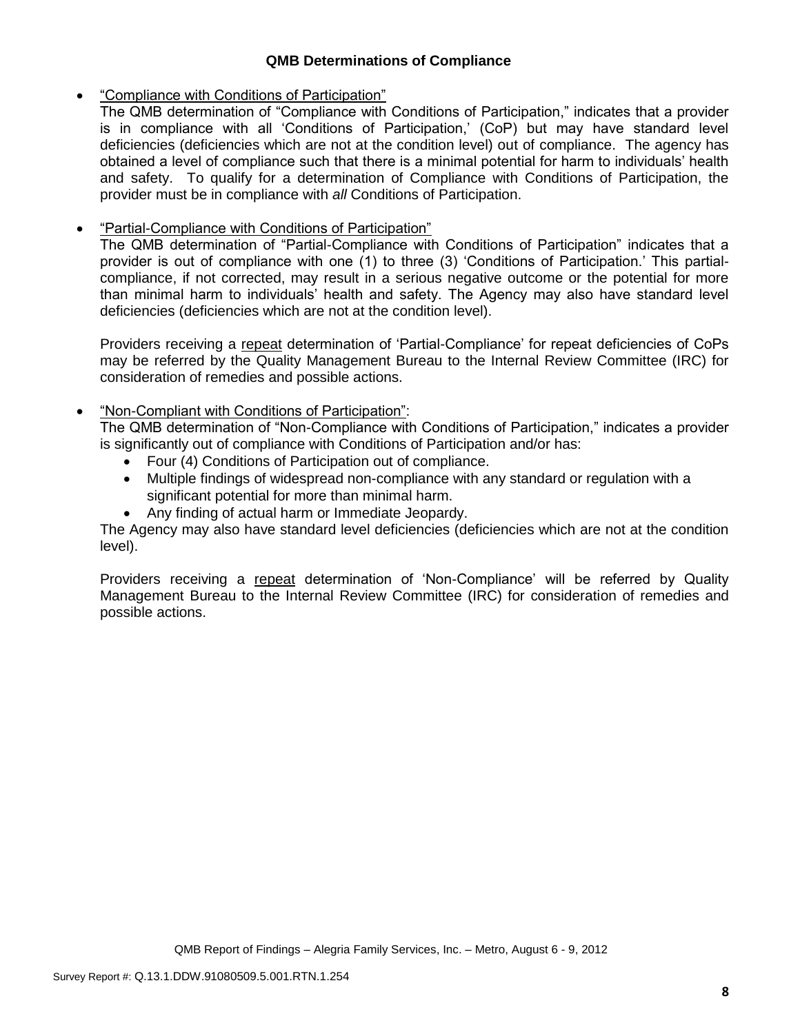### QMB Determinations of Compliance

- "Compliance with Conditions of Participation"

  The QMB determination of "Compliance with Conditions of Participation," indicates that a provider is in compliance with all 'Conditions of Participation,' (CoP) but may have standard level deficiencies (deficiencies which are not at the condition level) out of compliance. The agency has obtained a level of compliance such that there is a minimal potential for harm to individuals' health and safety. To qualify for a determination of Compliance with Conditions of Participation, the provider must be in compliance with *all* Conditions of Participation.

- "Partial-Compliance with Conditions of Participation"

  The QMB determination of "Partial-Compliance with Conditions of Participation" indicates that a provider is out of compliance with one (1) to three (3) 'Conditions of Participation.' This partial-compliance, if not corrected, may result in a serious negative outcome or the potential for more than minimal harm to individuals' health and safety. The Agency may also have standard level deficiencies (deficiencies which are not at the condition level).

  Providers receiving a repeat determination of 'Partial-Compliance' for repeat deficiencies of CoPs may be referred by the Quality Management Bureau to the Internal Review Committee (IRC) for consideration of remedies and possible actions.

- "Non-Compliant with Conditions of Participation":

  The QMB determination of "Non-Compliance with Conditions of Participation," indicates a provider is significantly out of compliance with Conditions of Participation and/or has:
  - Four (4) Conditions of Participation out of compliance.
  - Multiple findings of widespread non-compliance with any standard or regulation with a significant potential for more than minimal harm.
  - Any finding of actual harm or Immediate Jeopardy.

  The Agency may also have standard level deficiencies (deficiencies which are not at the condition level).

  Providers receiving a repeat determination of 'Non-Compliance' will be referred by Quality Management Bureau to the Internal Review Committee (IRC) for consideration of remedies and possible actions.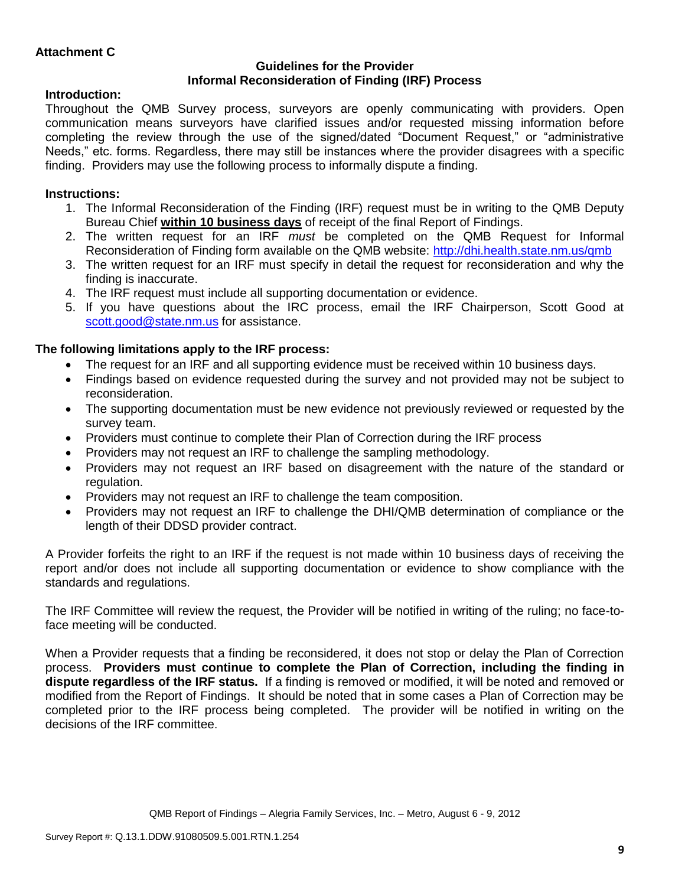**Attachment C**

**Guidelines for the Provider**
**Informal Reconsideration of Finding (IRF) Process**

**Introduction:**

Throughout the QMB Survey process, surveyors are openly communicating with providers. Open communication means surveyors have clarified issues and/or requested missing information before completing the review through the use of the signed/dated "Document Request," or "administrative Needs," etc. forms. Regardless, there may still be instances where the provider disagrees with a specific finding. Providers may use the following process to informally dispute a finding.

**Instructions:**

1. The Informal Reconsideration of the Finding (IRF) request must be in writing to the QMB Deputy Bureau Chief **within 10 business days** of receipt of the final Report of Findings.
2. The written request for an IRF *must* be completed on the QMB Request for Informal Reconsideration of Finding form available on the QMB website: http://dhi.health.state.nm.us/qmb
3. The written request for an IRF must specify in detail the request for reconsideration and why the finding is inaccurate.
4. The IRF request must include all supporting documentation or evidence.
5. If you have questions about the IRC process, email the IRF Chairperson, Scott Good at scott.good@state.nm.us for assistance.

**The following limitations apply to the IRF process:**

- The request for an IRF and all supporting evidence must be received within 10 business days.
- Findings based on evidence requested during the survey and not provided may not be subject to reconsideration.
- The supporting documentation must be new evidence not previously reviewed or requested by the survey team.
- Providers must continue to complete their Plan of Correction during the IRF process
- Providers may not request an IRF to challenge the sampling methodology.
- Providers may not request an IRF based on disagreement with the nature of the standard or regulation.
- Providers may not request an IRF to challenge the team composition.
- Providers may not request an IRF to challenge the DHI/QMB determination of compliance or the length of their DDSD provider contract.

A Provider forfeits the right to an IRF if the request is not made within 10 business days of receiving the report and/or does not include all supporting documentation or evidence to show compliance with the standards and regulations.

The IRF Committee will review the request, the Provider will be notified in writing of the ruling; no face-to-face meeting will be conducted.

When a Provider requests that a finding be reconsidered, it does not stop or delay the Plan of Correction process. **Providers must continue to complete the Plan of Correction, including the finding in dispute regardless of the IRF status.** If a finding is removed or modified, it will be noted and removed or modified from the Report of Findings. It should be noted that in some cases a Plan of Correction may be completed prior to the IRF process being completed. The provider will be notified in writing on the decisions of the IRF committee.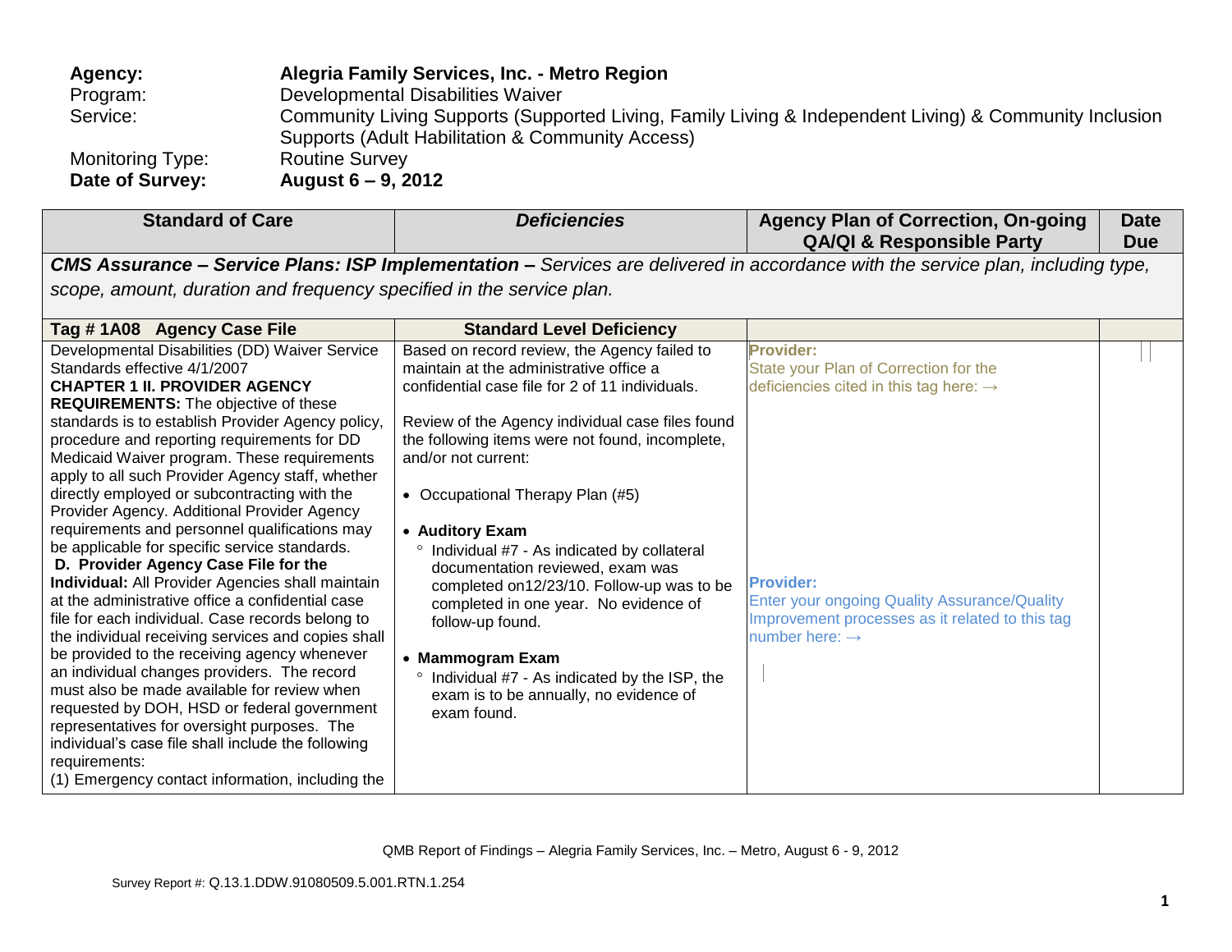| | |
|---|---|
| **Agency:** | **Alegria Family Services, Inc. - Metro Region** |
| Program: | Developmental Disabilities Waiver |
| Service: | Community Living Supports (Supported Living, Family Living & Independent Living) & Community Inclusion Supports (Adult Habilitation & Community Access) |
| Monitoring Type: | Routine Survey |
| **Date of Survey:** | **August 6 – 9, 2012** |

| Standard of Care | *Deficiencies* | Agency Plan of Correction, On-going QA/QI & Responsible Party | Date Due |
|---|---|---|---|
| ***CMS Assurance – Service Plans: ISP Implementation –*** *Services are delivered in accordance with the service plan, including type, scope, amount, duration and frequency specified in the service plan.* | | | |
| **Tag # 1A08 Agency Case File** | **Standard Level Deficiency** | | |
| Developmental Disabilities (DD) Waiver Service Standards effective 4/1/2007<br>**CHAPTER 1 II. PROVIDER AGENCY REQUIREMENTS:** The objective of these standards is to establish Provider Agency policy, procedure and reporting requirements for DD Medicaid Waiver program. These requirements apply to all such Provider Agency staff, whether directly employed or subcontracting with the Provider Agency. Additional Provider Agency requirements and personnel qualifications may be applicable for specific service standards.<br>**D. Provider Agency Case File for the Individual:** All Provider Agencies shall maintain at the administrative office a confidential case file for each individual. Case records belong to the individual receiving services and copies shall be provided to the receiving agency whenever an individual changes providers. The record must also be made available for review when requested by DOH, HSD or federal government representatives for oversight purposes. The individual's case file shall include the following requirements:<br>(1) Emergency contact information, including the | Based on record review, the Agency failed to maintain at the administrative office a confidential case file for 2 of 11 individuals.<br><br>Review of the Agency individual case files found the following items were not found, incomplete, and/or not current:<br><br>• Occupational Therapy Plan (#5)<br><br>• **Auditory Exam**<br>° Individual #7 - As indicated by collateral documentation reviewed, exam was completed on12/23/10. Follow-up was to be completed in one year. No evidence of follow-up found.<br><br>• **Mammogram Exam**<br>° Individual #7 - As indicated by the ISP, the exam is to be annually, no evidence of exam found. | **Provider:**<br>State your Plan of Correction for the deficiencies cited in this tag here: →<br><br><br><br><br><br>**Provider:**<br>Enter your ongoing Quality Assurance/Quality Improvement processes as it related to this tag number here: → | |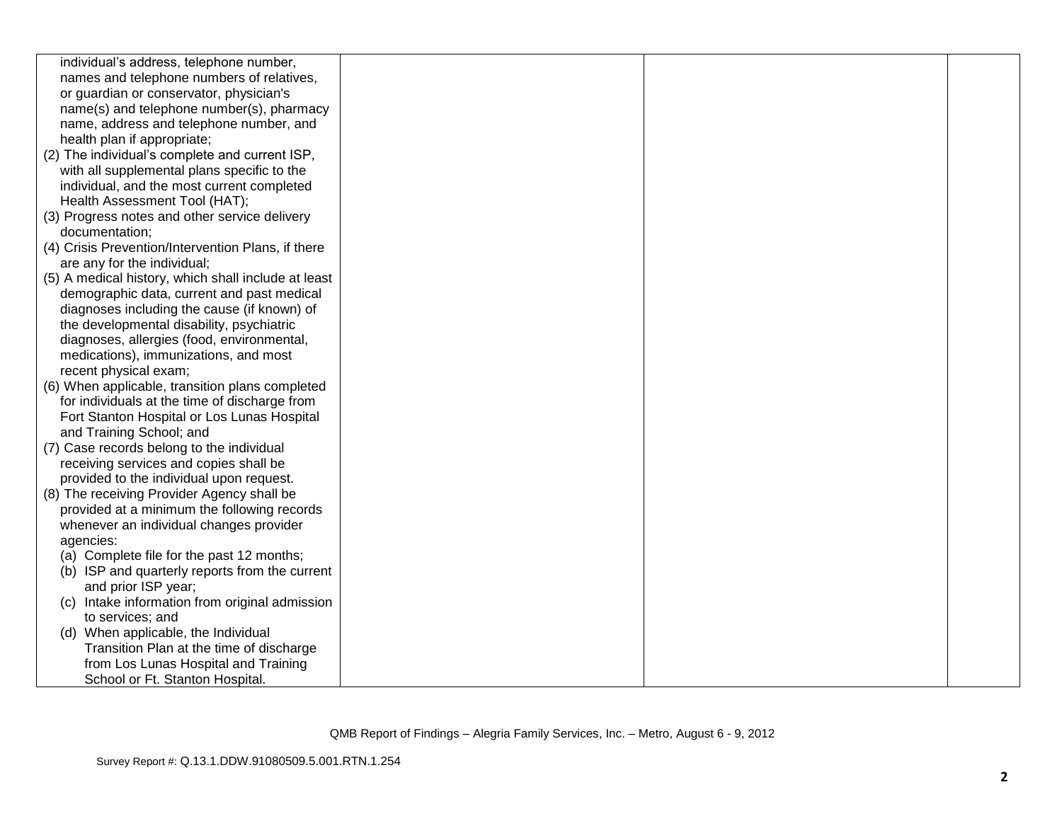| | | | |
|---|---|---|---|
| individual's address, telephone number, names and telephone numbers of relatives, or guardian or conservator, physician's name(s) and telephone number(s), pharmacy name, address and telephone number, and health plan if appropriate;<br>(2) The individual's complete and current ISP, with all supplemental plans specific to the individual, and the most current completed Health Assessment Tool (HAT);<br>(3) Progress notes and other service delivery documentation;<br>(4) Crisis Prevention/Intervention Plans, if there are any for the individual;<br>(5) A medical history, which shall include at least demographic data, current and past medical diagnoses including the cause (if known) of the developmental disability, psychiatric diagnoses, allergies (food, environmental, medications), immunizations, and most recent physical exam;<br>(6) When applicable, transition plans completed for individuals at the time of discharge from Fort Stanton Hospital or Los Lunas Hospital and Training School; and<br>(7) Case records belong to the individual receiving services and copies shall be provided to the individual upon request.<br>(8) The receiving Provider Agency shall be provided at a minimum the following records whenever an individual changes provider agencies:<br>(a) Complete file for the past 12 months;<br>(b) ISP and quarterly reports from the current and prior ISP year;<br>(c) Intake information from original admission to services; and<br>(d) When applicable, the Individual Transition Plan at the time of discharge from Los Lunas Hospital and Training School or Ft. Stanton Hospital. | | | |

QMB Report of Findings – Alegria Family Services, Inc. – Metro, August 6 - 9, 2012

Survey Report #: Q.13.1.DDW.91080509.5.001.RTN.1.254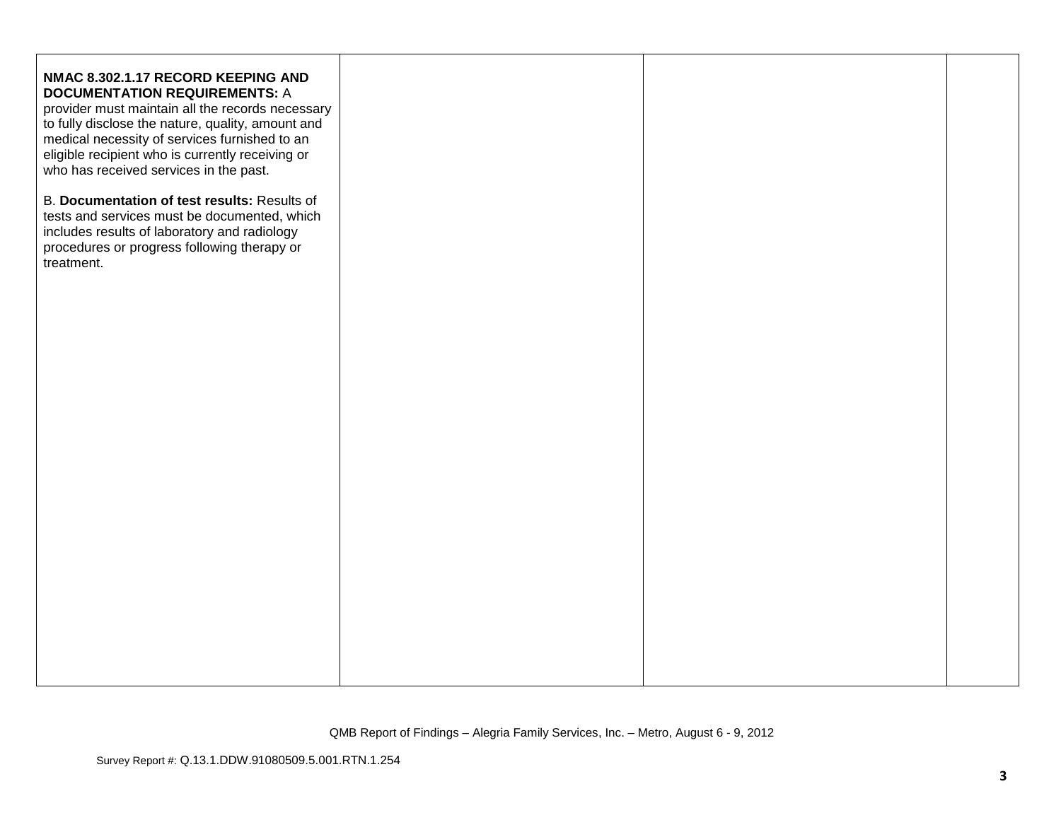| | | | |
|---|---|---|---|
| **NMAC 8.302.1.17 RECORD KEEPING AND DOCUMENTATION REQUIREMENTS:** A provider must maintain all the records necessary to fully disclose the nature, quality, amount and medical necessity of services furnished to an eligible recipient who is currently receiving or who has received services in the past.<br><br>B. **Documentation of test results:** Results of tests and services must be documented, which includes results of laboratory and radiology procedures or progress following therapy or treatment. | | | |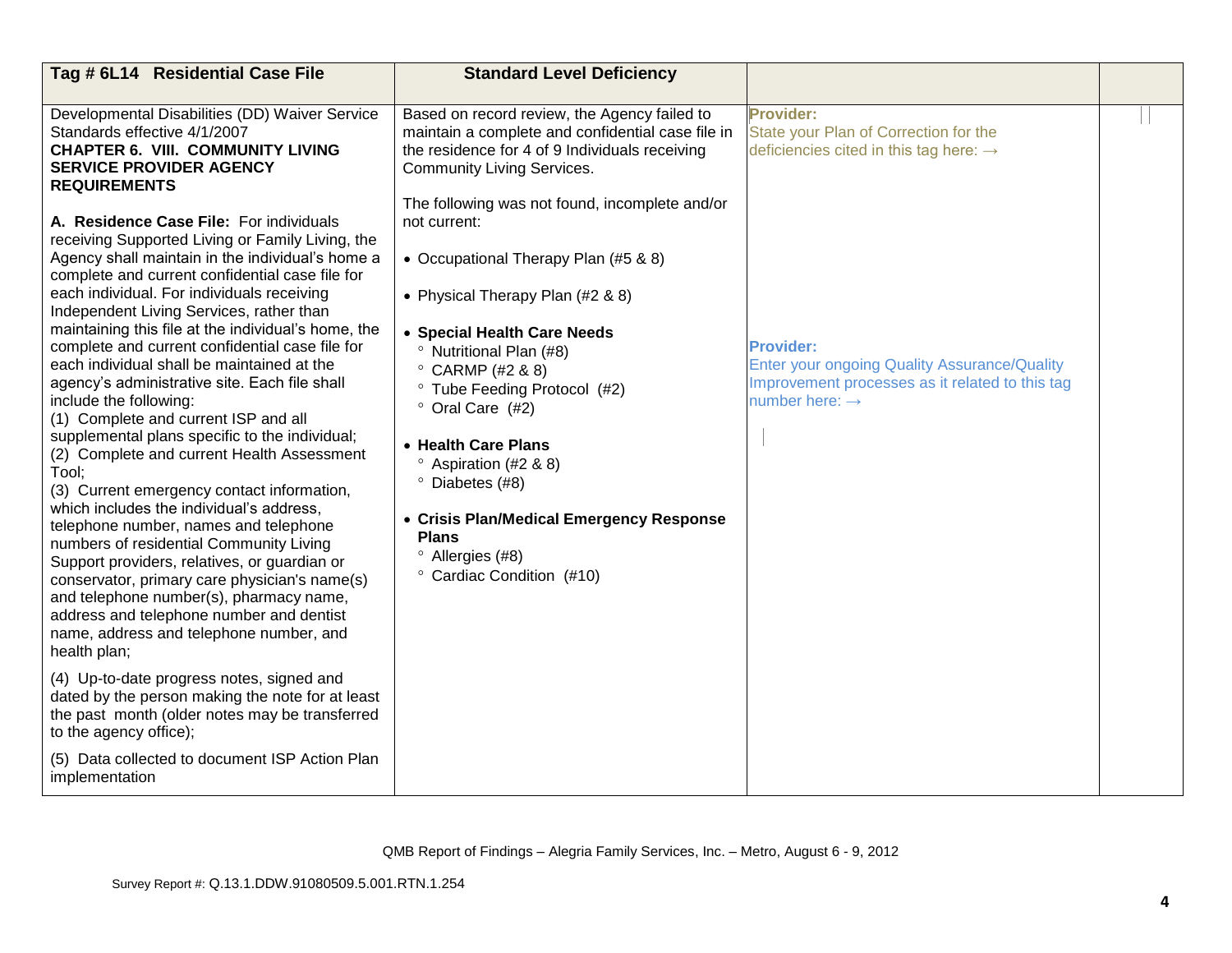| Tag # 6L14 Residential Case File | Standard Level Deficiency | | |
|---|---|---|---|
| Developmental Disabilities (DD) Waiver Service Standards effective 4/1/2007<br>**CHAPTER 6. VIII. COMMUNITY LIVING SERVICE PROVIDER AGENCY REQUIREMENTS**<br><br>**A. Residence Case File:** For individuals receiving Supported Living or Family Living, the Agency shall maintain in the individual's home a complete and current confidential case file for each individual. For individuals receiving Independent Living Services, rather than maintaining this file at the individual's home, the complete and current confidential case file for each individual shall be maintained at the agency's administrative site. Each file shall include the following:<br>(1) Complete and current ISP and all supplemental plans specific to the individual;<br>(2) Complete and current Health Assessment Tool;<br>(3) Current emergency contact information, which includes the individual's address, telephone number, names and telephone numbers of residential Community Living Support providers, relatives, or guardian or conservator, primary care physician's name(s) and telephone number(s), pharmacy name, address and telephone number and dentist name, address and telephone number, and health plan;<br><br>(4) Up-to-date progress notes, signed and dated by the person making the note for at least the past month (older notes may be transferred to the agency office);<br><br>(5) Data collected to document ISP Action Plan implementation | Based on record review, the Agency failed to maintain a complete and confidential case file in the residence for 4 of 9 Individuals receiving Community Living Services.<br><br>The following was not found, incomplete and/or not current:<br><br>• Occupational Therapy Plan (#5 & 8)<br><br>• Physical Therapy Plan (#2 & 8)<br><br>• **Special Health Care Needs**<br>° Nutritional Plan (#8)<br>° CARMP (#2 & 8)<br>° Tube Feeding Protocol (#2)<br>° Oral Care (#2)<br><br>• **Health Care Plans**<br>° Aspiration (#2 & 8)<br>° Diabetes (#8)<br><br>• **Crisis Plan/Medical Emergency Response Plans**<br>° Allergies (#8)<br>° Cardiac Condition (#10) | **Provider:**<br>State your Plan of Correction for the deficiencies cited in this tag here: →<br><br><br><br><br><br>**Provider:**<br>Enter your ongoing Quality Assurance/Quality Improvement processes as it related to this tag number here: → | |

QMB Report of Findings – Alegria Family Services, Inc. – Metro, August 6 - 9, 2012

Survey Report #: Q.13.1.DDW.91080509.5.001.RTN.1.254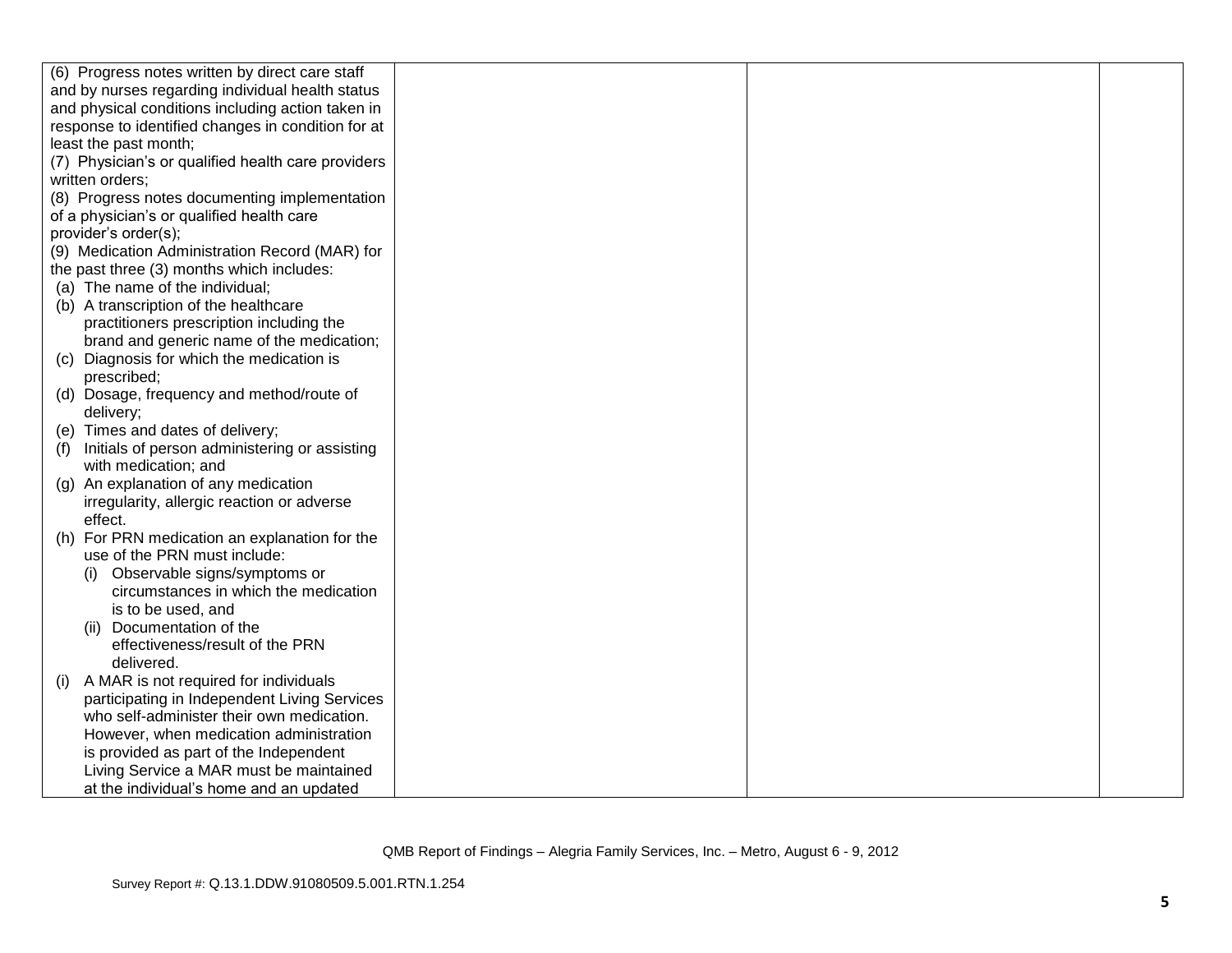| | | | |
|---|---|---|---|
| (6) Progress notes written by direct care staff and by nurses regarding individual health status and physical conditions including action taken in response to identified changes in condition for at least the past month;<br>(7) Physician's or qualified health care providers written orders;<br>(8) Progress notes documenting implementation of a physician's or qualified health care provider's order(s);<br>(9) Medication Administration Record (MAR) for the past three (3) months which includes:<br>(a) The name of the individual;<br>(b) A transcription of the healthcare practitioners prescription including the brand and generic name of the medication;<br>(c) Diagnosis for which the medication is prescribed;<br>(d) Dosage, frequency and method/route of delivery;<br>(e) Times and dates of delivery;<br>(f) Initials of person administering or assisting with medication; and<br>(g) An explanation of any medication irregularity, allergic reaction or adverse effect.<br>(h) For PRN medication an explanation for the use of the PRN must include:<br>(i) Observable signs/symptoms or circumstances in which the medication is to be used, and<br>(ii) Documentation of the effectiveness/result of the PRN delivered.<br>(i) A MAR is not required for individuals participating in Independent Living Services who self-administer their own medication. However, when medication administration is provided as part of the Independent Living Service a MAR must be maintained at the individual's home and an updated | | | |

QMB Report of Findings – Alegria Family Services, Inc. – Metro, August 6 - 9, 2012

Survey Report #: Q.13.1.DDW.91080509.5.001.RTN.1.254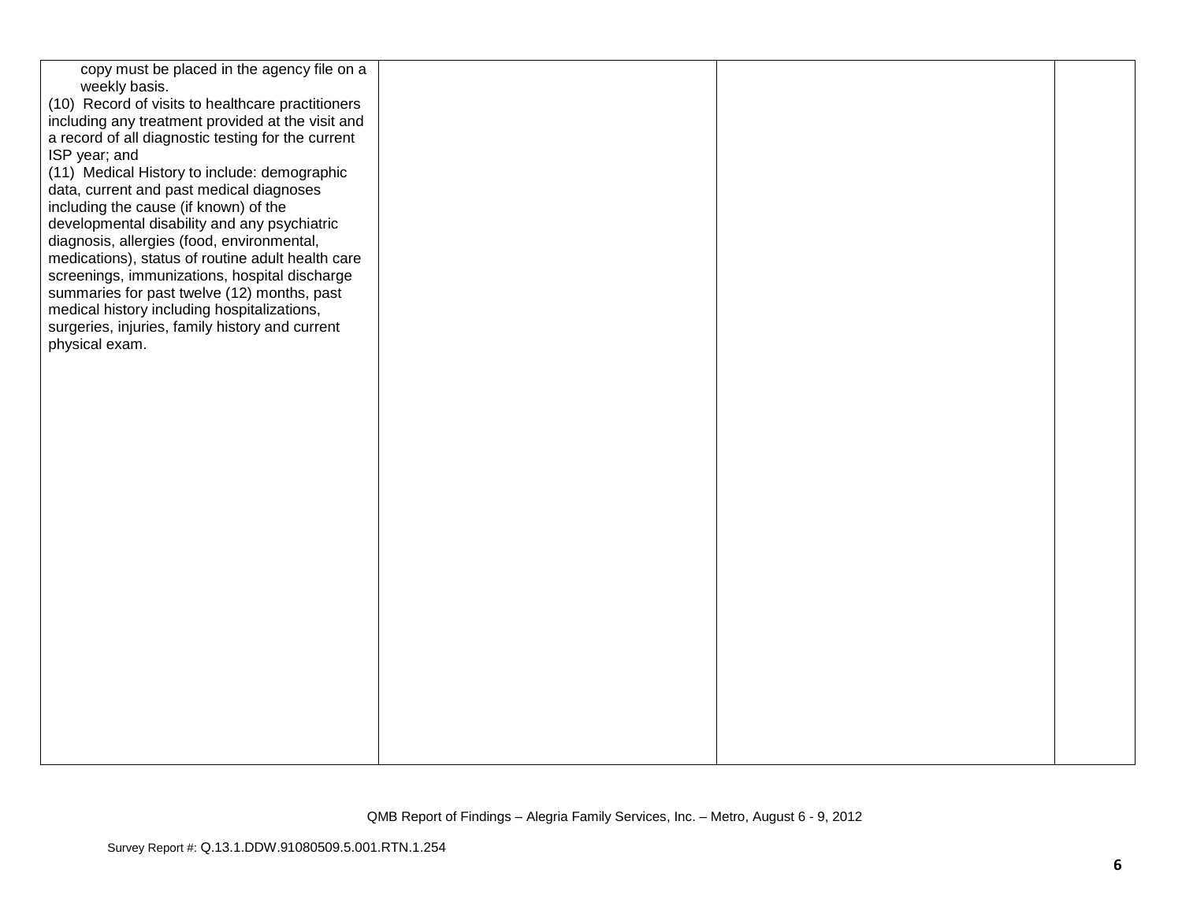| | | | |
|---|---|---|---|
| copy must be placed in the agency file on a weekly basis.<br>(10) Record of visits to healthcare practitioners including any treatment provided at the visit and a record of all diagnostic testing for the current ISP year; and<br>(11) Medical History to include: demographic data, current and past medical diagnoses including the cause (if known) of the developmental disability and any psychiatric diagnosis, allergies (food, environmental, medications), status of routine adult health care screenings, immunizations, hospital discharge summaries for past twelve (12) months, past medical history including hospitalizations, surgeries, injuries, family history and current physical exam. | | | |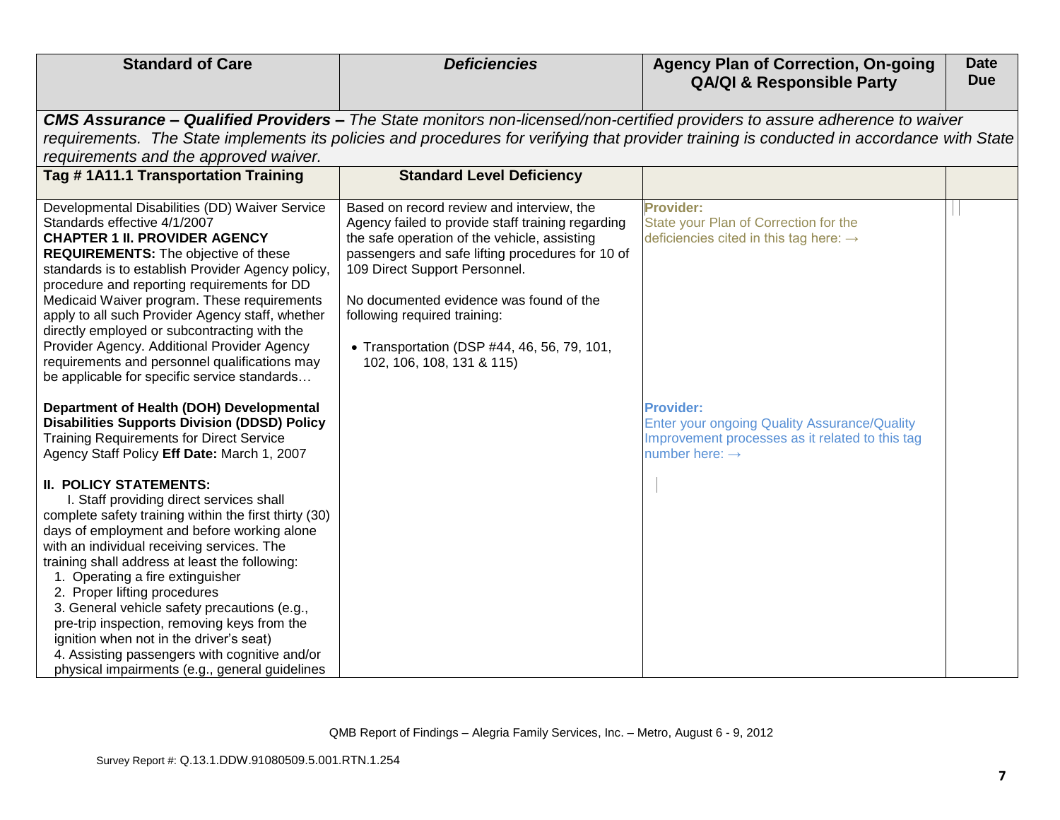| Standard of Care | *Deficiencies* | Agency Plan of Correction, On-going QA/QI & Responsible Party | Date Due |
|---|---|---|---|
| ***CMS Assurance – Qualified Providers –** The State monitors non-licensed/non-certified providers to assure adherence to waiver requirements. The State implements its policies and procedures for verifying that provider training is conducted in accordance with State requirements and the approved waiver.* | | | |
| **Tag # 1A11.1 Transportation Training** | **Standard Level Deficiency** | | |
| Developmental Disabilities (DD) Waiver Service Standards effective 4/1/2007<br>**CHAPTER 1 II. PROVIDER AGENCY REQUIREMENTS:** The objective of these standards is to establish Provider Agency policy, procedure and reporting requirements for DD Medicaid Waiver program. These requirements apply to all such Provider Agency staff, whether directly employed or subcontracting with the Provider Agency. Additional Provider Agency requirements and personnel qualifications may be applicable for specific service standards…<br><br>**Department of Health (DOH) Developmental Disabilities Supports Division (DDSD) Policy** Training Requirements for Direct Service Agency Staff Policy **Eff Date:** March 1, 2007<br><br>**II. POLICY STATEMENTS:**<br>I. Staff providing direct services shall complete safety training within the first thirty (30) days of employment and before working alone with an individual receiving services. The training shall address at least the following:<br>1. Operating a fire extinguisher<br>2. Proper lifting procedures<br>3. General vehicle safety precautions (e.g., pre-trip inspection, removing keys from the ignition when not in the driver's seat)<br>4. Assisting passengers with cognitive and/or physical impairments (e.g., general guidelines | Based on record review and interview, the Agency failed to provide staff training regarding the safe operation of the vehicle, assisting passengers and safe lifting procedures for 10 of 109 Direct Support Personnel.<br><br>No documented evidence was found of the following required training:<br><br>• Transportation (DSP #44, 46, 56, 79, 101, 102, 106, 108, 131 & 115) | **Provider:**<br>State your Plan of Correction for the deficiencies cited in this tag here: →<br><br>**Provider:**<br>Enter your ongoing Quality Assurance/Quality Improvement processes as it related to this tag number here: → | |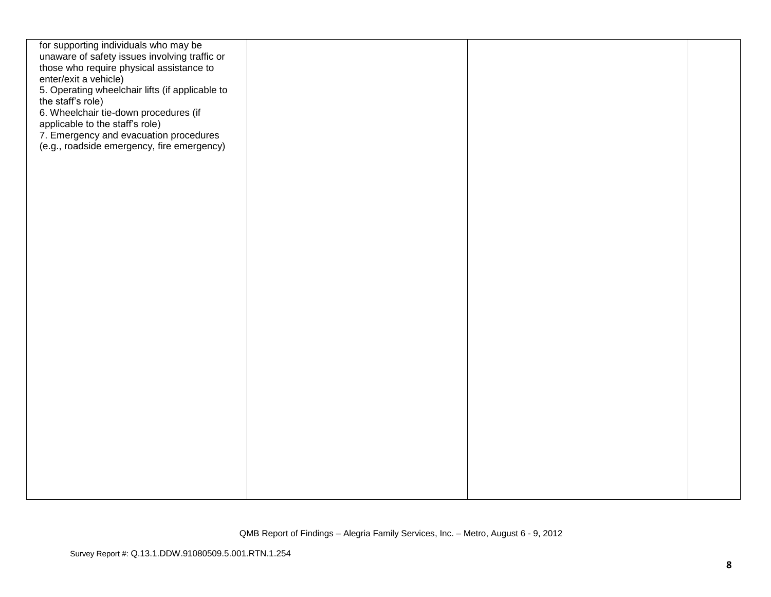| | | | |
|---|---|---|---|
| for supporting individuals who may be unaware of safety issues involving traffic or those who require physical assistance to enter/exit a vehicle)<br>5. Operating wheelchair lifts (if applicable to the staff's role)<br>6. Wheelchair tie-down procedures (if applicable to the staff's role)<br>7. Emergency and evacuation procedures (e.g., roadside emergency, fire emergency) | | | |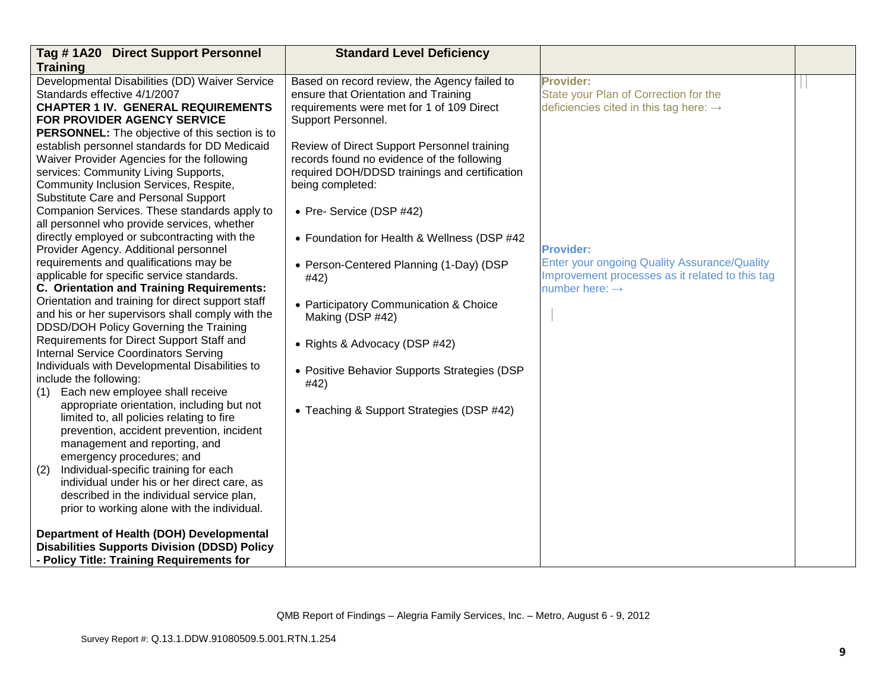| Tag # 1A20 Direct Support Personnel Training | Standard Level Deficiency | | |
|---|---|---|---|
| Developmental Disabilities (DD) Waiver Service Standards effective 4/1/2007<br>**CHAPTER 1 IV. GENERAL REQUIREMENTS FOR PROVIDER AGENCY SERVICE PERSONNEL:** The objective of this section is to establish personnel standards for DD Medicaid Waiver Provider Agencies for the following services: Community Living Supports, Community Inclusion Services, Respite, Substitute Care and Personal Support Companion Services. These standards apply to all personnel who provide services, whether directly employed or subcontracting with the Provider Agency. Additional personnel requirements and qualifications may be applicable for specific service standards.<br>**C. Orientation and Training Requirements:** Orientation and training for direct support staff and his or her supervisors shall comply with the DDSD/DOH Policy Governing the Training Requirements for Direct Support Staff and Internal Service Coordinators Serving Individuals with Developmental Disabilities to include the following:<br>(1) Each new employee shall receive appropriate orientation, including but not limited to, all policies relating to fire prevention, accident prevention, incident management and reporting, and emergency procedures; and<br>(2) Individual-specific training for each individual under his or her direct care, as described in the individual service plan, prior to working alone with the individual.<br><br>**Department of Health (DOH) Developmental Disabilities Supports Division (DDSD) Policy - Policy Title: Training Requirements for** | Based on record review, the Agency failed to ensure that Orientation and Training requirements were met for 1 of 109 Direct Support Personnel.<br><br>Review of Direct Support Personnel training records found no evidence of the following required DOH/DDSD trainings and certification being completed:<br><br>• Pre- Service (DSP #42)<br><br>• Foundation for Health & Wellness (DSP #42<br><br>• Person-Centered Planning (1-Day) (DSP #42)<br><br>• Participatory Communication & Choice Making (DSP #42)<br><br>• Rights & Advocacy (DSP #42)<br><br>• Positive Behavior Supports Strategies (DSP #42)<br><br>• Teaching & Support Strategies (DSP #42) | **Provider:**<br>State your Plan of Correction for the deficiencies cited in this tag here: →<br><br>**Provider:**<br>Enter your ongoing Quality Assurance/Quality Improvement processes as it related to this tag number here: → | |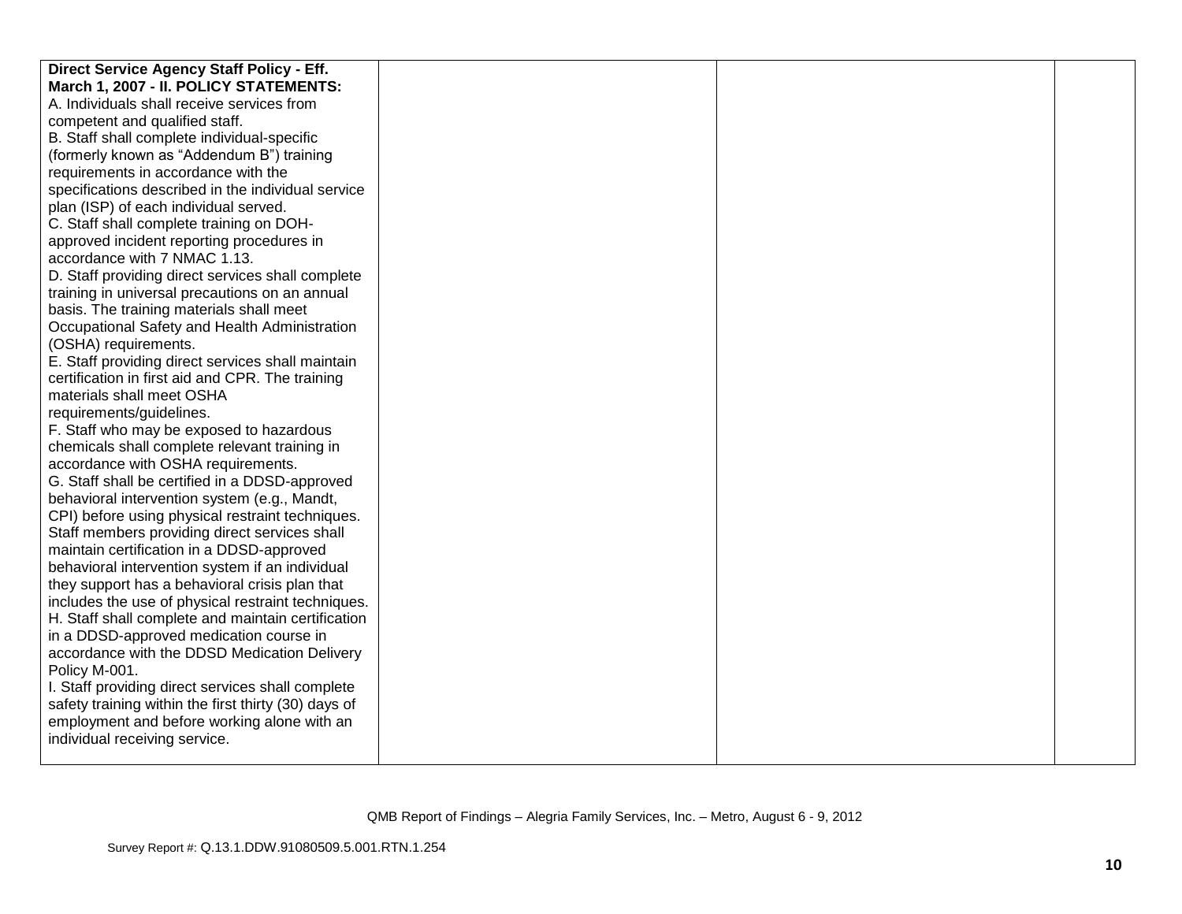| | | | |
|---|---|---|---|
| **Direct Service Agency Staff Policy - Eff. March 1, 2007 - II. POLICY STATEMENTS:**<br>A. Individuals shall receive services from competent and qualified staff.<br>B. Staff shall complete individual-specific (formerly known as "Addendum B") training requirements in accordance with the specifications described in the individual service plan (ISP) of each individual served.<br>C. Staff shall complete training on DOH-approved incident reporting procedures in accordance with 7 NMAC 1.13.<br>D. Staff providing direct services shall complete training in universal precautions on an annual basis. The training materials shall meet Occupational Safety and Health Administration (OSHA) requirements.<br>E. Staff providing direct services shall maintain certification in first aid and CPR. The training materials shall meet OSHA requirements/guidelines.<br>F. Staff who may be exposed to hazardous chemicals shall complete relevant training in accordance with OSHA requirements.<br>G. Staff shall be certified in a DDSD-approved behavioral intervention system (e.g., Mandt, CPI) before using physical restraint techniques. Staff members providing direct services shall maintain certification in a DDSD-approved behavioral intervention system if an individual they support has a behavioral crisis plan that includes the use of physical restraint techniques.<br>H. Staff shall complete and maintain certification in a DDSD-approved medication course in accordance with the DDSD Medication Delivery Policy M-001.<br>I. Staff providing direct services shall complete safety training within the first thirty (30) days of employment and before working alone with an individual receiving service. | | | |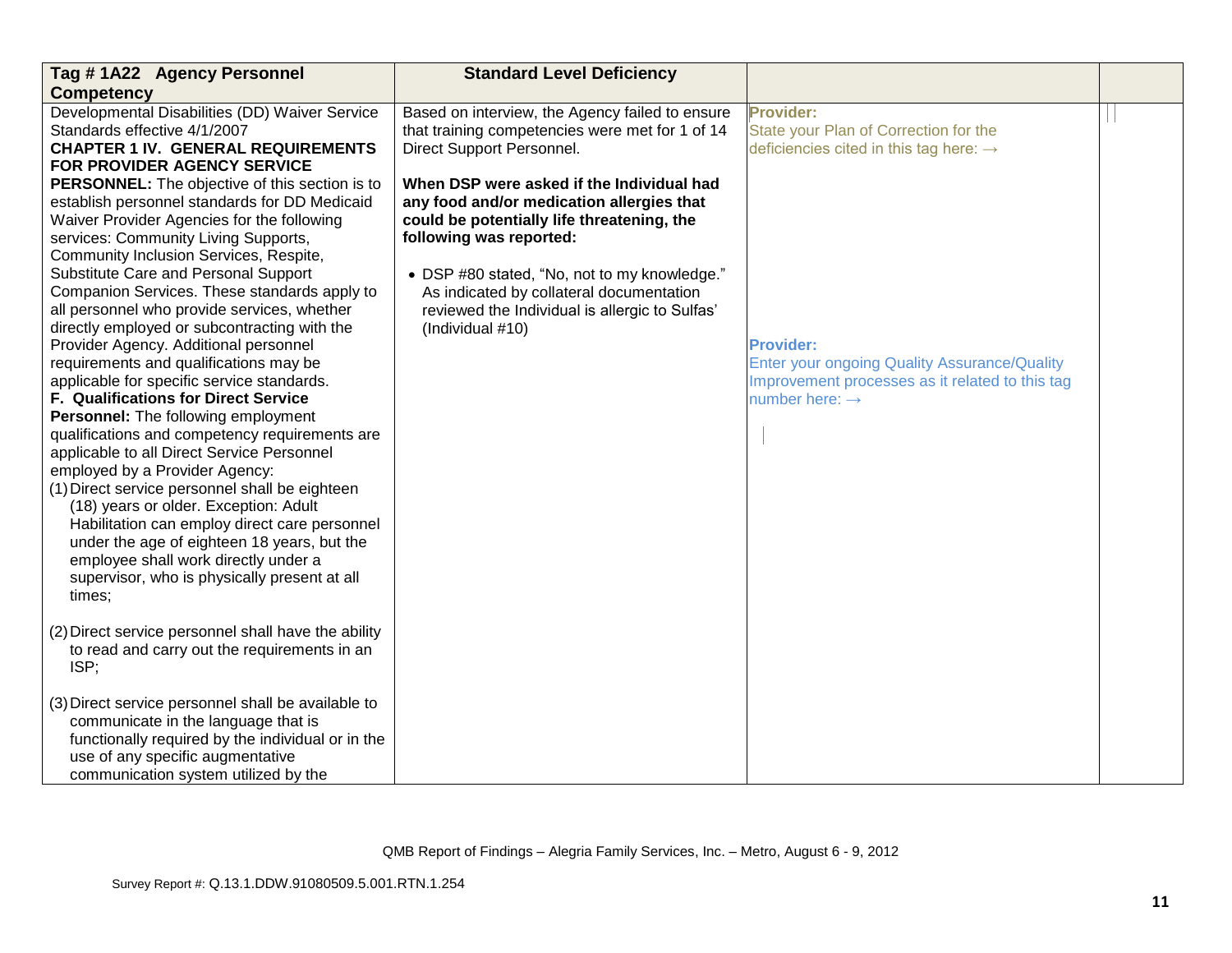| Tag # 1A22 Agency Personnel Competency | Standard Level Deficiency | | |
|---|---|---|---|
| Developmental Disabilities (DD) Waiver Service Standards effective 4/1/2007<br>**CHAPTER 1 IV. GENERAL REQUIREMENTS FOR PROVIDER AGENCY SERVICE PERSONNEL:** The objective of this section is to establish personnel standards for DD Medicaid Waiver Provider Agencies for the following services: Community Living Supports, Community Inclusion Services, Respite, Substitute Care and Personal Support Companion Services. These standards apply to all personnel who provide services, whether directly employed or subcontracting with the Provider Agency. Additional personnel requirements and qualifications may be applicable for specific service standards.<br>**F. Qualifications for Direct Service Personnel:** The following employment qualifications and competency requirements are applicable to all Direct Service Personnel employed by a Provider Agency:<br>(1) Direct service personnel shall be eighteen (18) years or older. Exception: Adult Habilitation can employ direct care personnel under the age of eighteen 18 years, but the employee shall work directly under a supervisor, who is physically present at all times;<br><br>(2) Direct service personnel shall have the ability to read and carry out the requirements in an ISP;<br><br>(3) Direct service personnel shall be available to communicate in the language that is functionally required by the individual or in the use of any specific augmentative communication system utilized by the | Based on interview, the Agency failed to ensure that training competencies were met for 1 of 14 Direct Support Personnel.<br><br>**When DSP were asked if the Individual had any food and/or medication allergies that could be potentially life threatening, the following was reported:**<br><br>• DSP #80 stated, "No, not to my knowledge." As indicated by collateral documentation reviewed the Individual is allergic to Sulfas' (Individual #10) | **Provider:**<br>State your Plan of Correction for the deficiencies cited in this tag here: →<br><br><br><br><br><br><br>**Provider:**<br>Enter your ongoing Quality Assurance/Quality Improvement processes as it related to this tag number here: → | |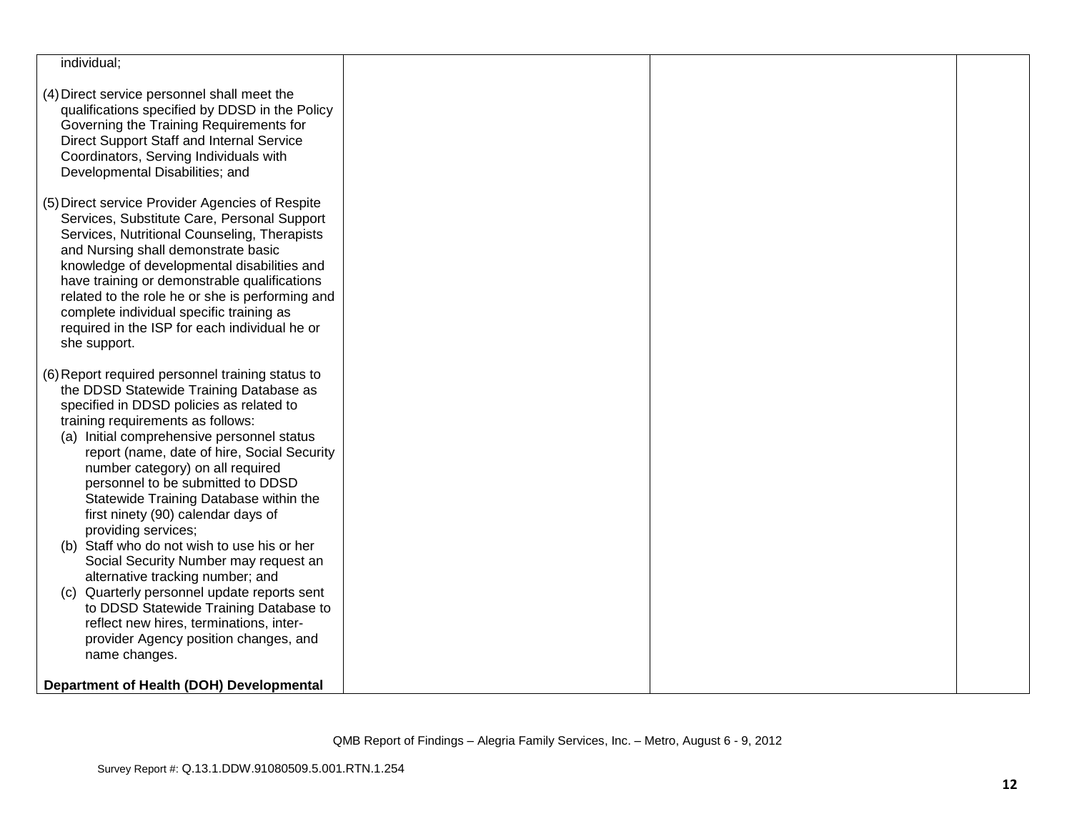| | | | |
|---|---|---|---|
| individual;<br><br>(4) Direct service personnel shall meet the qualifications specified by DDSD in the Policy Governing the Training Requirements for Direct Support Staff and Internal Service Coordinators, Serving Individuals with Developmental Disabilities; and<br><br>(5) Direct service Provider Agencies of Respite Services, Substitute Care, Personal Support Services, Nutritional Counseling, Therapists and Nursing shall demonstrate basic knowledge of developmental disabilities and have training or demonstrable qualifications related to the role he or she is performing and complete individual specific training as required in the ISP for each individual he or she support.<br><br>(6) Report required personnel training status to the DDSD Statewide Training Database as specified in DDSD policies as related to training requirements as follows:<br>(a) Initial comprehensive personnel status report (name, date of hire, Social Security number category) on all required personnel to be submitted to DDSD Statewide Training Database within the first ninety (90) calendar days of providing services;<br>(b) Staff who do not wish to use his or her Social Security Number may request an alternative tracking number; and<br>(c) Quarterly personnel update reports sent to DDSD Statewide Training Database to reflect new hires, terminations, inter-provider Agency position changes, and name changes.<br><br>**Department of Health (DOH) Developmental** | | | |

QMB Report of Findings – Alegria Family Services, Inc. – Metro, August 6 - 9, 2012

Survey Report #: Q.13.1.DDW.91080509.5.001.RTN.1.254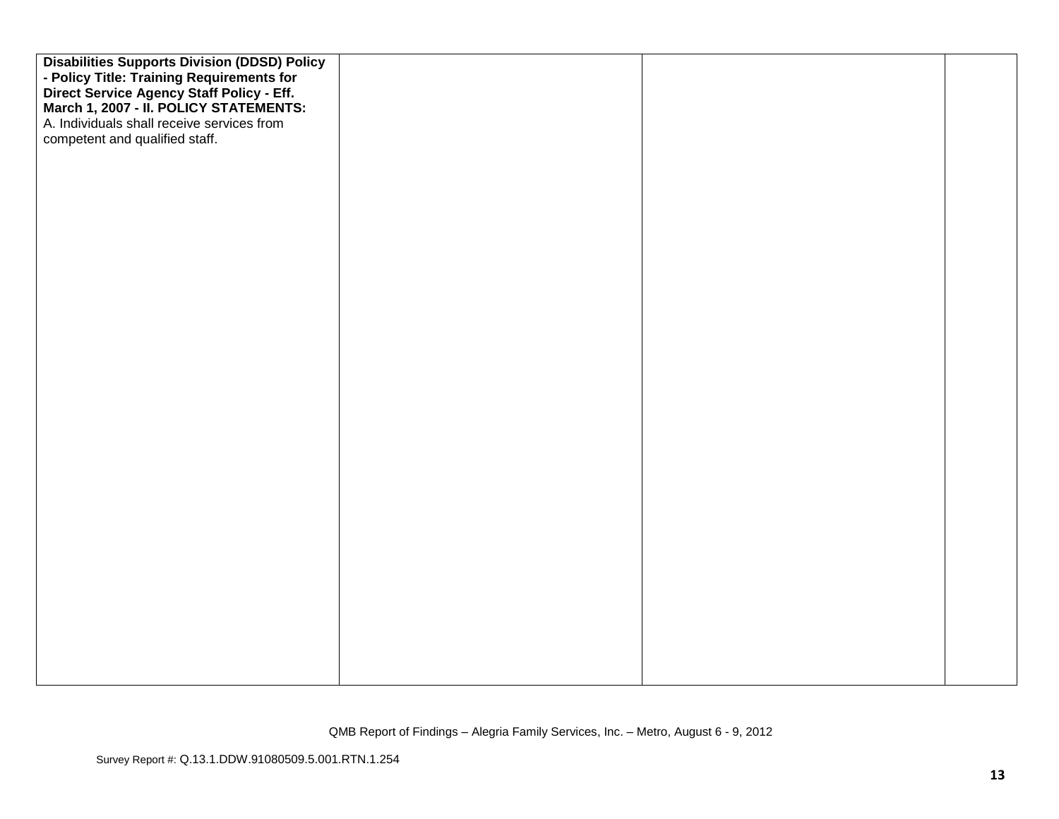| | | | |
|---|---|---|---|
| **Disabilities Supports Division (DDSD) Policy - Policy Title: Training Requirements for Direct Service Agency Staff Policy - Eff. March 1, 2007 - II. POLICY STATEMENTS:**<br>A. Individuals shall receive services from competent and qualified staff. | | | |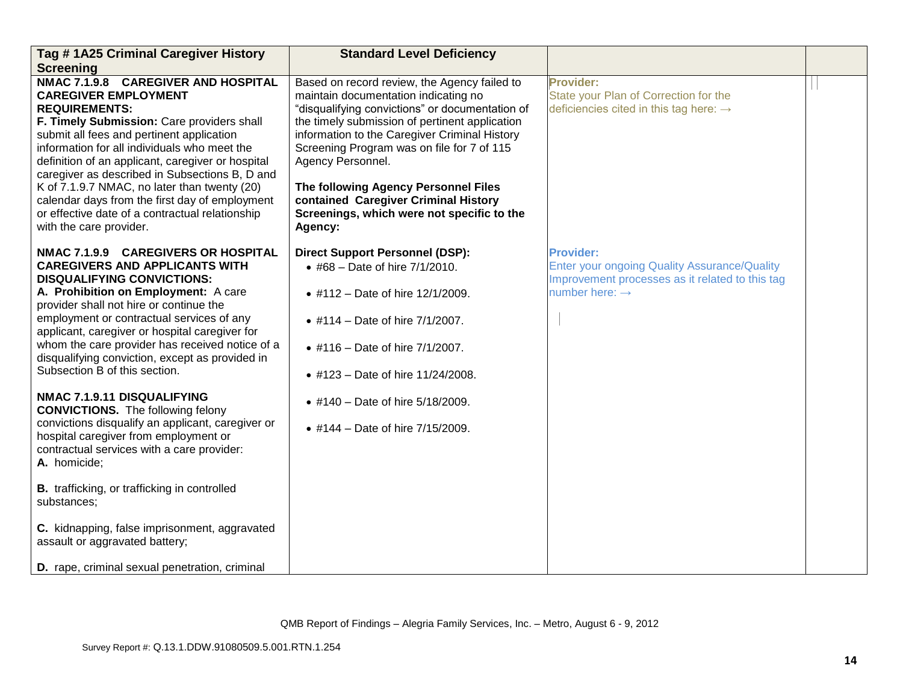| Tag # 1A25 Criminal Caregiver History Screening | Standard Level Deficiency | | |
|---|---|---|---|
| **NMAC 7.1.9.8 CAREGIVER AND HOSPITAL CAREGIVER EMPLOYMENT REQUIREMENTS:**<br>**F. Timely Submission:** Care providers shall submit all fees and pertinent application information for all individuals who meet the definition of an applicant, caregiver or hospital caregiver as described in Subsections B, D and K of 7.1.9.7 NMAC, no later than twenty (20) calendar days from the first day of employment or effective date of a contractual relationship with the care provider.<br><br>**NMAC 7.1.9.9 CAREGIVERS OR HOSPITAL CAREGIVERS AND APPLICANTS WITH DISQUALIFYING CONVICTIONS:**<br>**A. Prohibition on Employment:** A care provider shall not hire or continue the employment or contractual services of any applicant, caregiver or hospital caregiver for whom the care provider has received notice of a disqualifying conviction, except as provided in Subsection B of this section.<br><br>**NMAC 7.1.9.11 DISQUALIFYING CONVICTIONS.** The following felony convictions disqualify an applicant, caregiver or hospital caregiver from employment or contractual services with a care provider:<br>**A.** homicide;<br><br>**B.** trafficking, or trafficking in controlled substances;<br><br>**C.** kidnapping, false imprisonment, aggravated assault or aggravated battery;<br><br>**D.** rape, criminal sexual penetration, criminal | Based on record review, the Agency failed to maintain documentation indicating no "disqualifying convictions" or documentation of the timely submission of pertinent application information to the Caregiver Criminal History Screening Program was on file for 7 of 115 Agency Personnel.<br><br>**The following Agency Personnel Files contained Caregiver Criminal History Screenings, which were not specific to the Agency:**<br><br>**Direct Support Personnel (DSP):**<br>• #68 – Date of hire 7/1/2010.<br>• #112 – Date of hire 12/1/2009.<br>• #114 – Date of hire 7/1/2007.<br>• #116 – Date of hire 7/1/2007.<br>• #123 – Date of hire 11/24/2008.<br>• #140 – Date of hire 5/18/2009.<br>• #144 – Date of hire 7/15/2009. | **Provider:**<br>State your Plan of Correction for the deficiencies cited in this tag here: →<br><br>**Provider:**<br>Enter your ongoing Quality Assurance/Quality Improvement processes as it related to this tag number here: → | |

QMB Report of Findings – Alegria Family Services, Inc. – Metro, August 6 - 9, 2012

Survey Report #: Q.13.1.DDW.91080509.5.001.RTN.1.254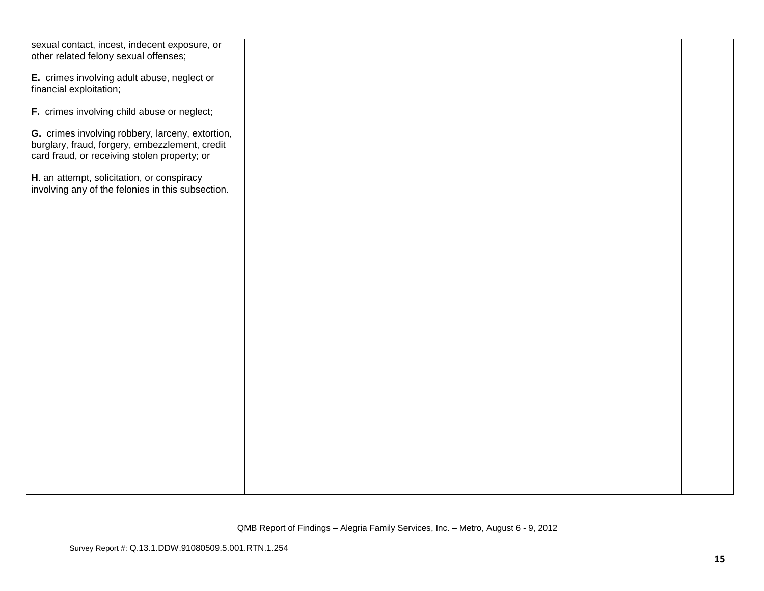| | | | |
|---|---|---|---|
| sexual contact, incest, indecent exposure, or other related felony sexual offenses;<br><br>**E.** crimes involving adult abuse, neglect or financial exploitation;<br><br>**F.** crimes involving child abuse or neglect;<br><br>**G.** crimes involving robbery, larceny, extortion, burglary, fraud, forgery, embezzlement, credit card fraud, or receiving stolen property; or<br><br>**H**. an attempt, solicitation, or conspiracy involving any of the felonies in this subsection. | | | |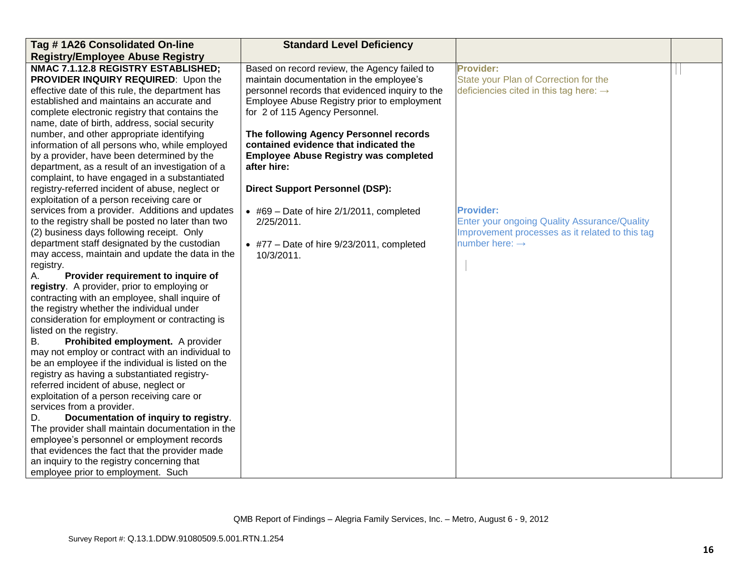| Tag # 1A26 Consolidated On-line Registry/Employee Abuse Registry | Standard Level Deficiency | | |
|---|---|---|---|
| **NMAC 7.1.12.8 REGISTRY ESTABLISHED; PROVIDER INQUIRY REQUIRED**: Upon the effective date of this rule, the department has established and maintains an accurate and complete electronic registry that contains the name, date of birth, address, social security number, and other appropriate identifying information of all persons who, while employed by a provider, have been determined by the department, as a result of an investigation of a complaint, to have engaged in a substantiated registry-referred incident of abuse, neglect or exploitation of a person receiving care or services from a provider. Additions and updates to the registry shall be posted no later than two (2) business days following receipt. Only department staff designated by the custodian may access, maintain and update the data in the registry.<br>A. **Provider requirement to inquire of registry**. A provider, prior to employing or contracting with an employee, shall inquire of the registry whether the individual under consideration for employment or contracting is listed on the registry.<br>B. **Prohibited employment.** A provider may not employ or contract with an individual to be an employee if the individual is listed on the registry as having a substantiated registry-referred incident of abuse, neglect or exploitation of a person receiving care or services from a provider.<br>D. **Documentation of inquiry to registry**. The provider shall maintain documentation in the employee's personnel or employment records that evidences the fact that the provider made an inquiry to the registry concerning that employee prior to employment. Such | Based on record review, the Agency failed to maintain documentation in the employee's personnel records that evidenced inquiry to the Employee Abuse Registry prior to employment for 2 of 115 Agency Personnel.<br><br>**The following Agency Personnel records contained evidence that indicated the Employee Abuse Registry was completed after hire:**<br><br>**Direct Support Personnel (DSP):**<br><br>• #69 – Date of hire 2/1/2011, completed 2/25/2011.<br><br>• #77 – Date of hire 9/23/2011, completed 10/3/2011. | **Provider:**<br>State your Plan of Correction for the deficiencies cited in this tag here: →<br><br>**Provider:**<br>Enter your ongoing Quality Assurance/Quality Improvement processes as it related to this tag number here: → | |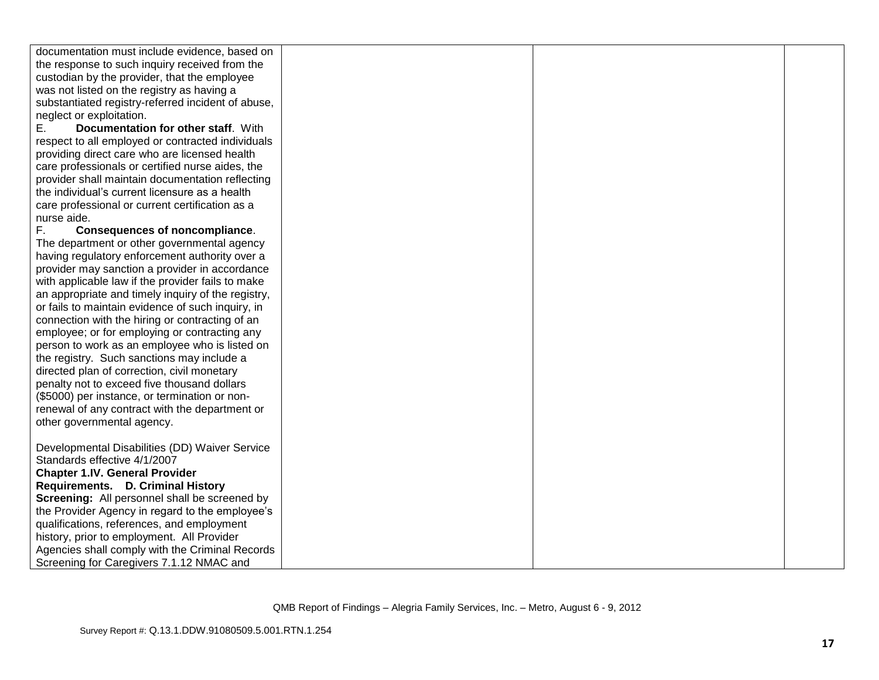| | | | |
|---|---|---|---|
| documentation must include evidence, based on the response to such inquiry received from the custodian by the provider, that the employee was not listed on the registry as having a substantiated registry-referred incident of abuse, neglect or exploitation.<br>E. **Documentation for other staff**. With respect to all employed or contracted individuals providing direct care who are licensed health care professionals or certified nurse aides, the provider shall maintain documentation reflecting the individual's current licensure as a health care professional or current certification as a nurse aide.<br>F. **Consequences of noncompliance**. The department or other governmental agency having regulatory enforcement authority over a provider may sanction a provider in accordance with applicable law if the provider fails to make an appropriate and timely inquiry of the registry, or fails to maintain evidence of such inquiry, in connection with the hiring or contracting of an employee; or for employing or contracting any person to work as an employee who is listed on the registry. Such sanctions may include a directed plan of correction, civil monetary penalty not to exceed five thousand dollars ($5000) per instance, or termination or non-renewal of any contract with the department or other governmental agency.<br><br>Developmental Disabilities (DD) Waiver Service Standards effective 4/1/2007<br>**Chapter 1.IV. General Provider Requirements. D. Criminal History Screening:** All personnel shall be screened by the Provider Agency in regard to the employee's qualifications, references, and employment history, prior to employment. All Provider Agencies shall comply with the Criminal Records Screening for Caregivers 7.1.12 NMAC and | | | |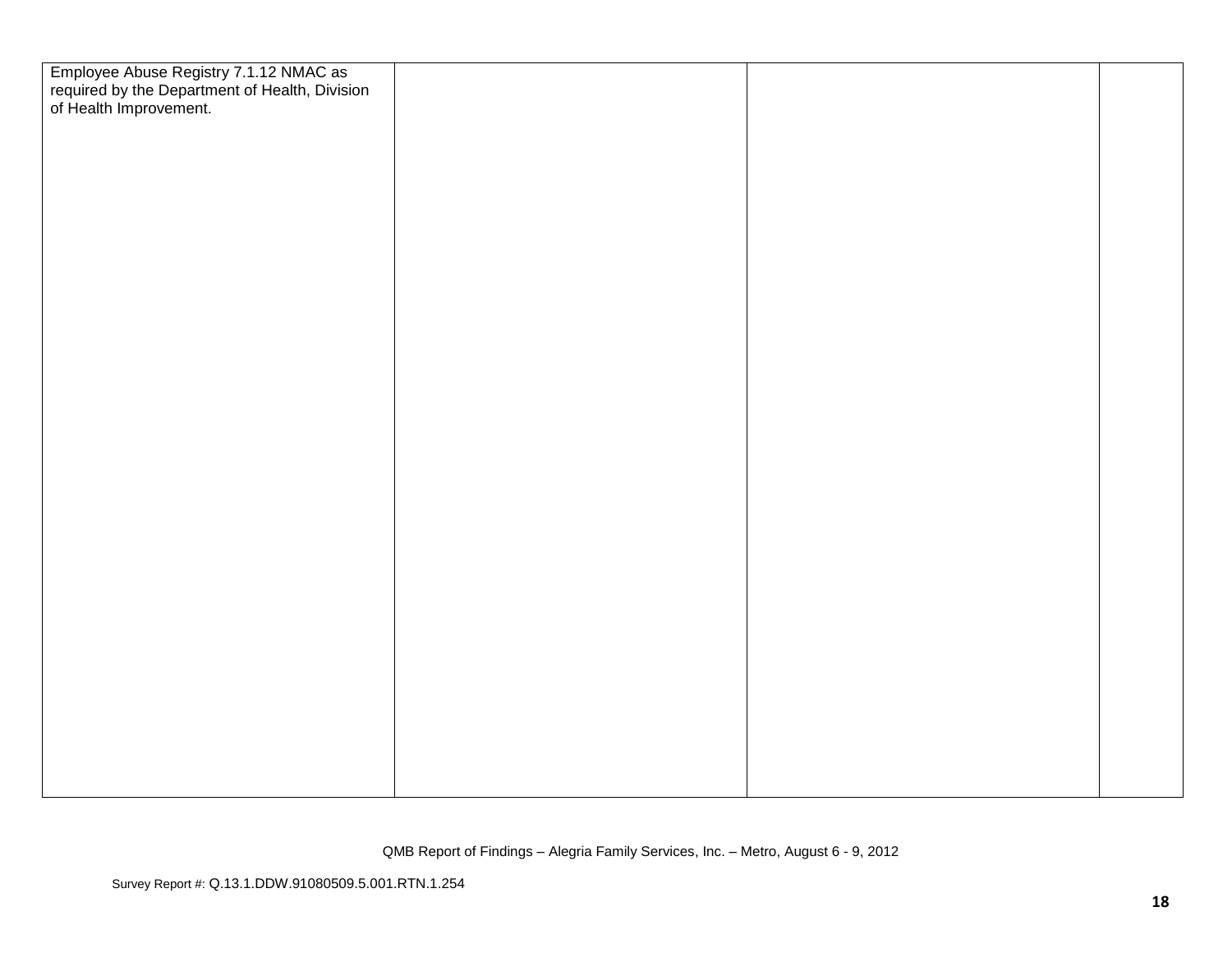| | | | |
|---|---|---|---|
| Employee Abuse Registry 7.1.12 NMAC as required by the Department of Health, Division of Health Improvement. | | | |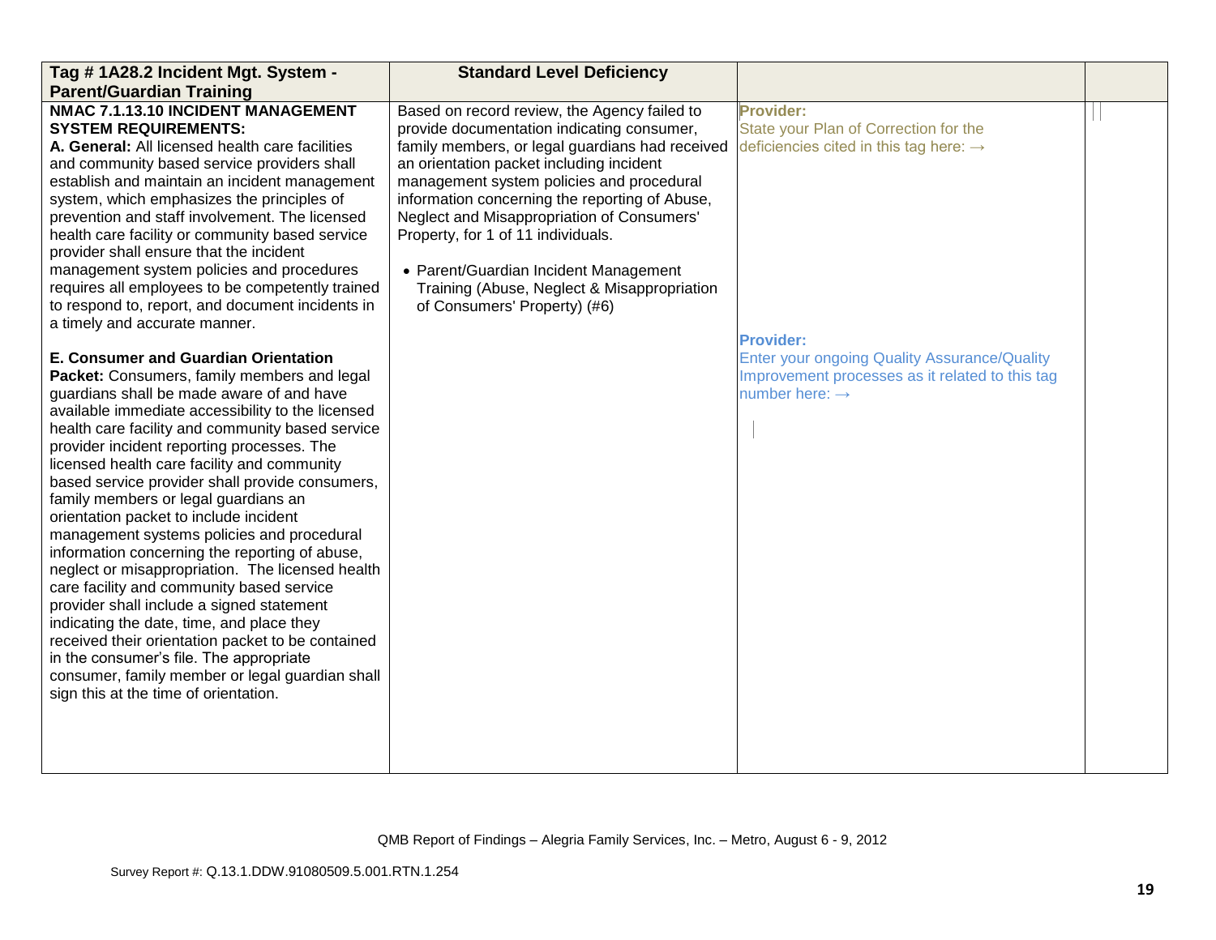| Tag # 1A28.2 Incident Mgt. System - Parent/Guardian Training | Standard Level Deficiency | | |
|---|---|---|---|
| **NMAC 7.1.13.10 INCIDENT MANAGEMENT SYSTEM REQUIREMENTS:**<br>**A. General:** All licensed health care facilities and community based service providers shall establish and maintain an incident management system, which emphasizes the principles of prevention and staff involvement. The licensed health care facility or community based service provider shall ensure that the incident management system policies and procedures requires all employees to be competently trained to respond to, report, and document incidents in a timely and accurate manner.<br><br>**E. Consumer and Guardian Orientation Packet:** Consumers, family members and legal guardians shall be made aware of and have available immediate accessibility to the licensed health care facility and community based service provider incident reporting processes. The licensed health care facility and community based service provider shall provide consumers, family members or legal guardians an orientation packet to include incident management systems policies and procedural information concerning the reporting of abuse, neglect or misappropriation. The licensed health care facility and community based service provider shall include a signed statement indicating the date, time, and place they received their orientation packet to be contained in the consumer's file. The appropriate consumer, family member or legal guardian shall sign this at the time of orientation. | Based on record review, the Agency failed to provide documentation indicating consumer, family members, or legal guardians had received an orientation packet including incident management system policies and procedural information concerning the reporting of Abuse, Neglect and Misappropriation of Consumers' Property, for 1 of 11 individuals.<br><br>• Parent/Guardian Incident Management Training (Abuse, Neglect & Misappropriation of Consumers' Property) (#6) | **Provider:**<br>State your Plan of Correction for the deficiencies cited in this tag here: →<br><br>**Provider:**<br>Enter your ongoing Quality Assurance/Quality Improvement processes as it related to this tag number here: → | |

QMB Report of Findings – Alegria Family Services, Inc. – Metro, August 6 - 9, 2012

Survey Report #: Q.13.1.DDW.91080509.5.001.RTN.1.254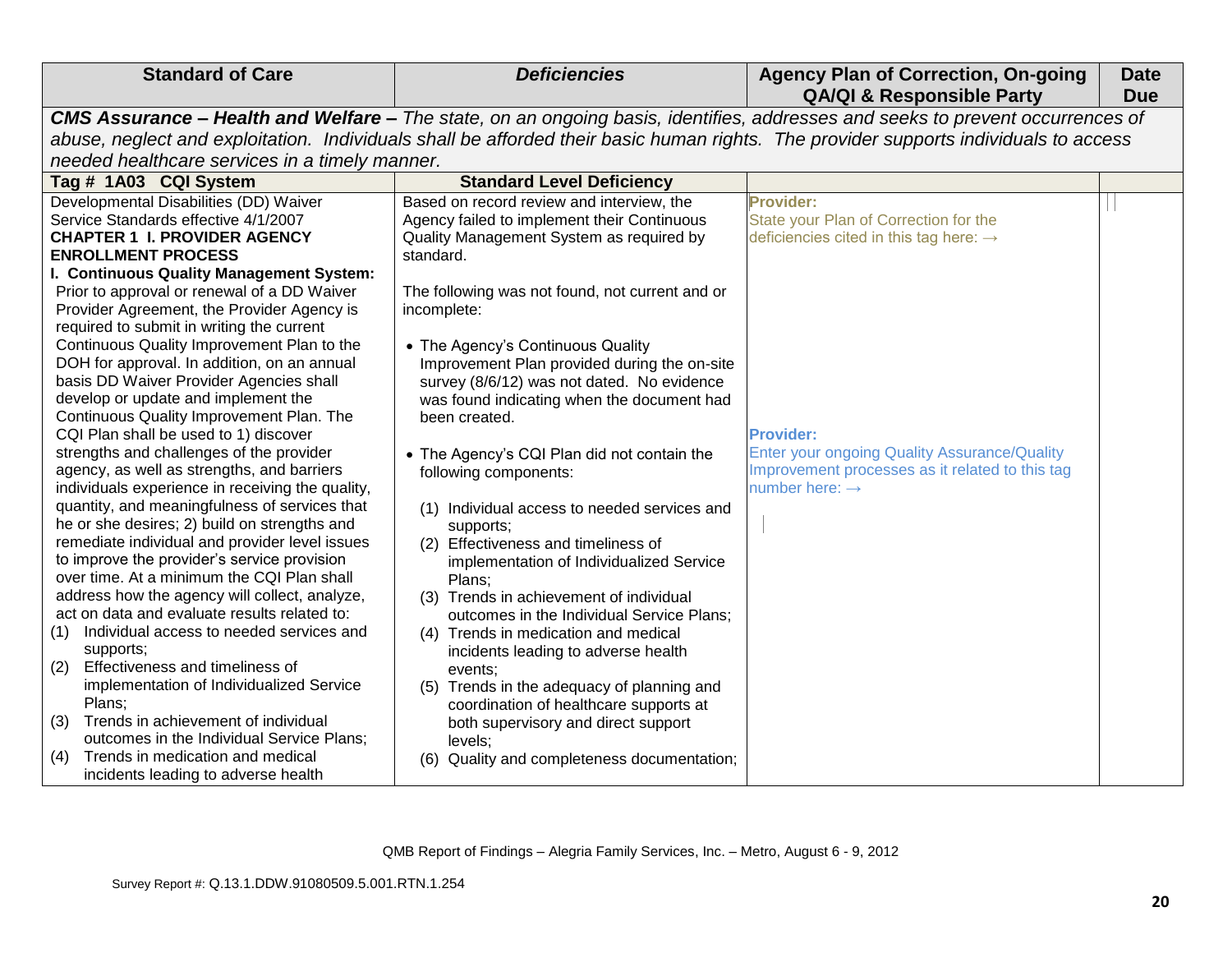| Standard of Care | *Deficiencies* | Agency Plan of Correction, On-going QA/QI & Responsible Party | Date Due |
|---|---|---|---|
| ***CMS Assurance – Health and Welfare –*** *The state, on an ongoing basis, identifies, addresses and seeks to prevent occurrences of abuse, neglect and exploitation. Individuals shall be afforded their basic human rights. The provider supports individuals to access needed healthcare services in a timely manner.* | | | |
| **Tag # 1A03 CQI System** | **Standard Level Deficiency** | | |
| Developmental Disabilities (DD) Waiver Service Standards effective 4/1/2007<br>**CHAPTER 1 I. PROVIDER AGENCY ENROLLMENT PROCESS**<br>**I. Continuous Quality Management System:** Prior to approval or renewal of a DD Waiver Provider Agreement, the Provider Agency is required to submit in writing the current Continuous Quality Improvement Plan to the DOH for approval. In addition, on an annual basis DD Waiver Provider Agencies shall develop or update and implement the Continuous Quality Improvement Plan. The CQI Plan shall be used to 1) discover strengths and challenges of the provider agency, as well as strengths, and barriers individuals experience in receiving the quality, quantity, and meaningfulness of services that he or she desires; 2) build on strengths and remediate individual and provider level issues to improve the provider's service provision over time. At a minimum the CQI Plan shall address how the agency will collect, analyze, act on data and evaluate results related to:<br>(1) Individual access to needed services and supports;<br>(2) Effectiveness and timeliness of implementation of Individualized Service Plans;<br>(3) Trends in achievement of individual outcomes in the Individual Service Plans;<br>(4) Trends in medication and medical incidents leading to adverse health | Based on record review and interview, the Agency failed to implement their Continuous Quality Management System as required by standard.<br><br>The following was not found, not current and or incomplete:<br><br>• The Agency's Continuous Quality Improvement Plan provided during the on-site survey (8/6/12) was not dated. No evidence was found indicating when the document had been created.<br><br>• The Agency's CQI Plan did not contain the following components:<br><br>(1) Individual access to needed services and supports;<br>(2) Effectiveness and timeliness of implementation of Individualized Service Plans;<br>(3) Trends in achievement of individual outcomes in the Individual Service Plans;<br>(4) Trends in medication and medical incidents leading to adverse health events;<br>(5) Trends in the adequacy of planning and coordination of healthcare supports at both supervisory and direct support levels;<br>(6) Quality and completeness documentation; | **Provider:**<br>State your Plan of Correction for the deficiencies cited in this tag here: →<br><br>**Provider:**<br>Enter your ongoing Quality Assurance/Quality Improvement processes as it related to this tag number here: → | |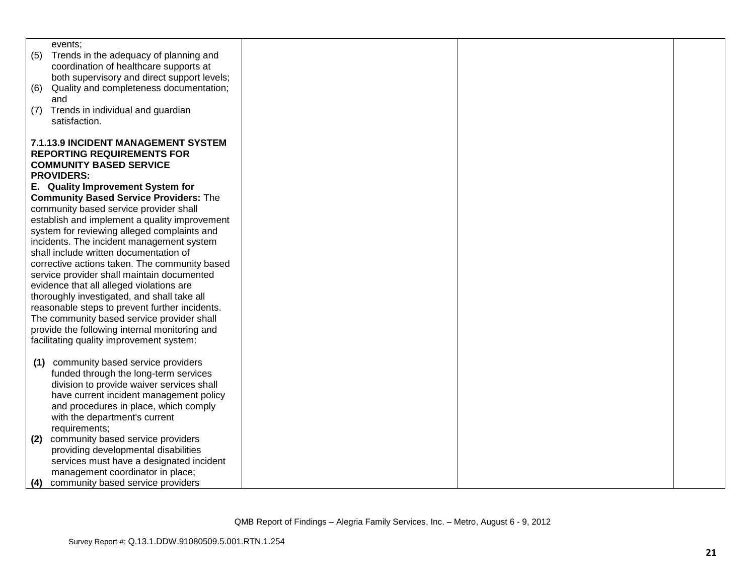| | | | |
|---|---|---|---|
| events;<br>(5) Trends in the adequacy of planning and coordination of healthcare supports at both supervisory and direct support levels;<br>(6) Quality and completeness documentation; and<br>(7) Trends in individual and guardian satisfaction.<br><br>**7.1.13.9 INCIDENT MANAGEMENT SYSTEM REPORTING REQUIREMENTS FOR COMMUNITY BASED SERVICE PROVIDERS:**<br>**E. Quality Improvement System for Community Based Service Providers:** The community based service provider shall establish and implement a quality improvement system for reviewing alleged complaints and incidents. The incident management system shall include written documentation of corrective actions taken. The community based service provider shall maintain documented evidence that all alleged violations are thoroughly investigated, and shall take all reasonable steps to prevent further incidents. The community based service provider shall provide the following internal monitoring and facilitating quality improvement system:<br><br>**(1)** community based service providers funded through the long-term services division to provide waiver services shall have current incident management policy and procedures in place, which comply with the department's current requirements;<br>**(2)** community based service providers providing developmental disabilities services must have a designated incident management coordinator in place;<br>**(4)** community based service providers | | | |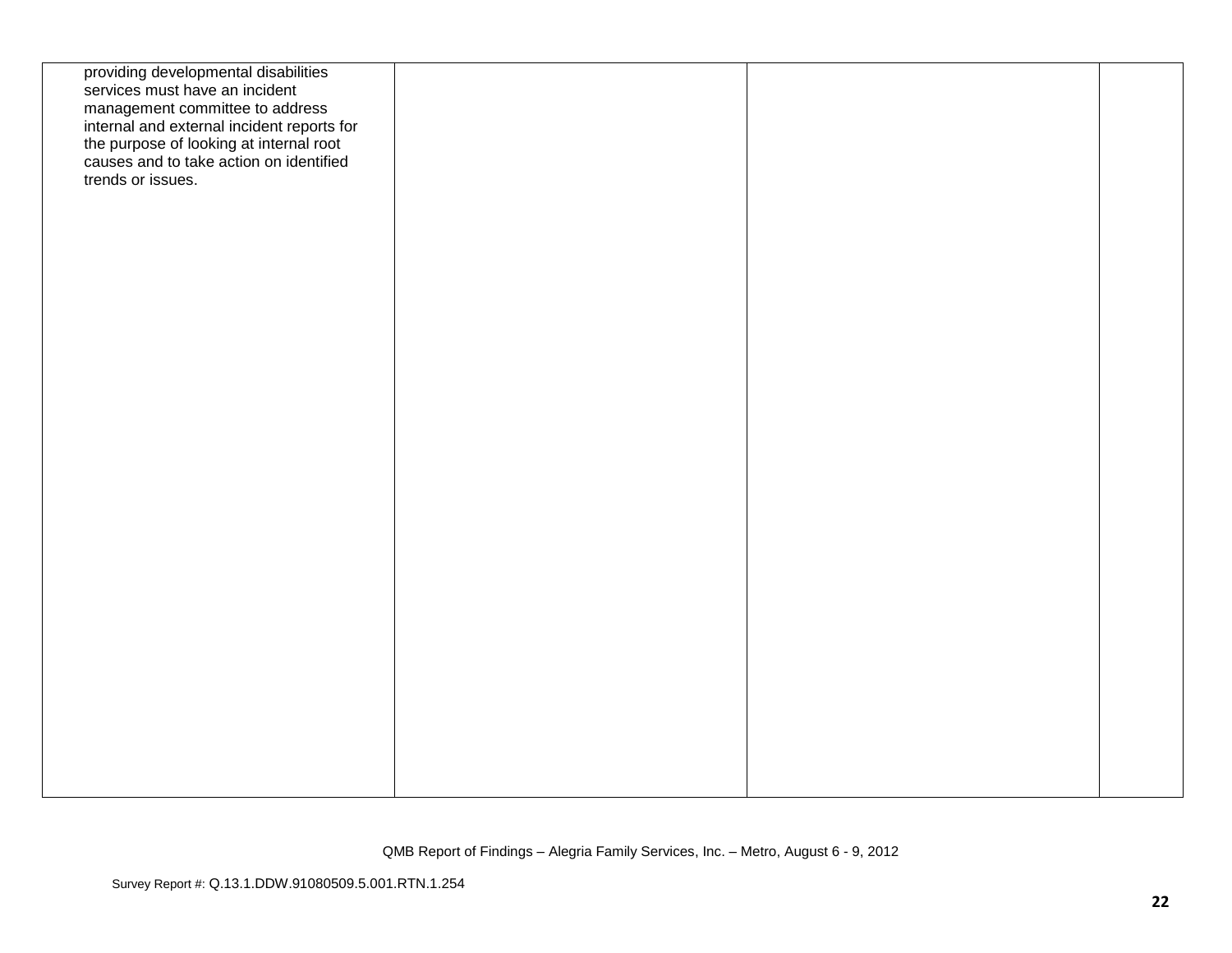| | | | |
|---|---|---|---|
| providing developmental disabilities services must have an incident management committee to address internal and external incident reports for the purpose of looking at internal root causes and to take action on identified trends or issues. | | | |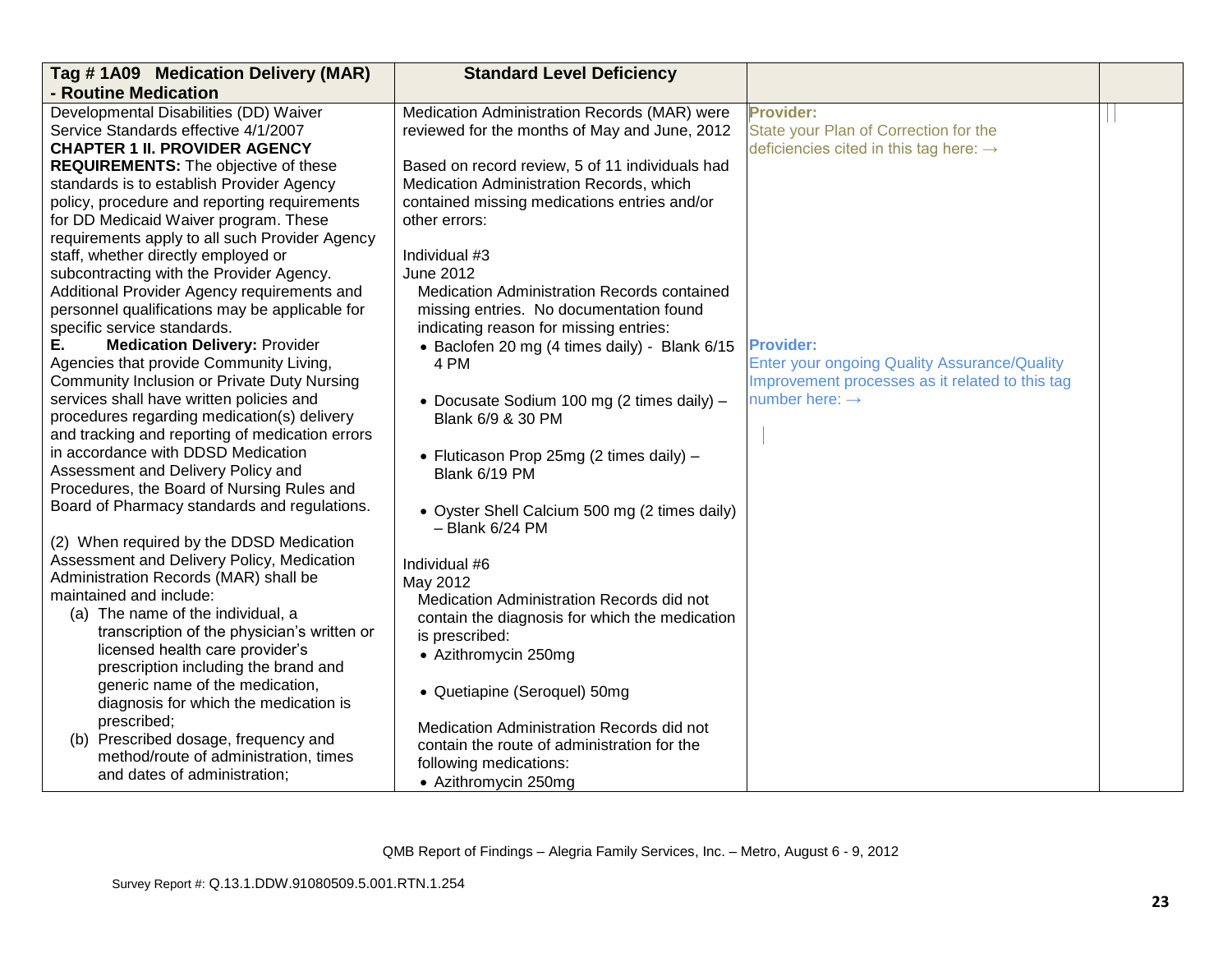| Tag # 1A09 Medication Delivery (MAR) - Routine Medication | Standard Level Deficiency | | |
|---|---|---|---|
| Developmental Disabilities (DD) Waiver Service Standards effective 4/1/2007<br>**CHAPTER 1 II. PROVIDER AGENCY REQUIREMENTS:** The objective of these standards is to establish Provider Agency policy, procedure and reporting requirements for DD Medicaid Waiver program. These requirements apply to all such Provider Agency staff, whether directly employed or subcontracting with the Provider Agency. Additional Provider Agency requirements and personnel qualifications may be applicable for specific service standards.<br>**E. Medication Delivery:** Provider Agencies that provide Community Living, Community Inclusion or Private Duty Nursing services shall have written policies and procedures regarding medication(s) delivery and tracking and reporting of medication errors in accordance with DDSD Medication Assessment and Delivery Policy and Procedures, the Board of Nursing Rules and Board of Pharmacy standards and regulations.<br><br>(2) When required by the DDSD Medication Assessment and Delivery Policy, Medication Administration Records (MAR) shall be maintained and include:<br>(a) The name of the individual, a transcription of the physician's written or licensed health care provider's prescription including the brand and generic name of the medication, diagnosis for which the medication is prescribed;<br>(b) Prescribed dosage, frequency and method/route of administration, times and dates of administration; | Medication Administration Records (MAR) were reviewed for the months of May and June, 2012<br><br>Based on record review, 5 of 11 individuals had Medication Administration Records, which contained missing medications entries and/or other errors:<br><br>Individual #3<br>June 2012<br>Medication Administration Records contained missing entries. No documentation found indicating reason for missing entries:<br>• Baclofen 20 mg (4 times daily) - Blank 6/15 4 PM<br>• Docusate Sodium 100 mg (2 times daily) – Blank 6/9 & 30 PM<br>• Fluticason Prop 25mg (2 times daily) – Blank 6/19 PM<br>• Oyster Shell Calcium 500 mg (2 times daily) – Blank 6/24 PM<br><br>Individual #6<br>May 2012<br>Medication Administration Records did not contain the diagnosis for which the medication is prescribed:<br>• Azithromycin 250mg<br>• Quetiapine (Seroquel) 50mg<br><br>Medication Administration Records did not contain the route of administration for the following medications:<br>• Azithromycin 250mg | **Provider:**<br>State your Plan of Correction for the deficiencies cited in this tag here: →<br><br>**Provider:**<br>Enter your ongoing Quality Assurance/Quality Improvement processes as it related to this tag number here: → | |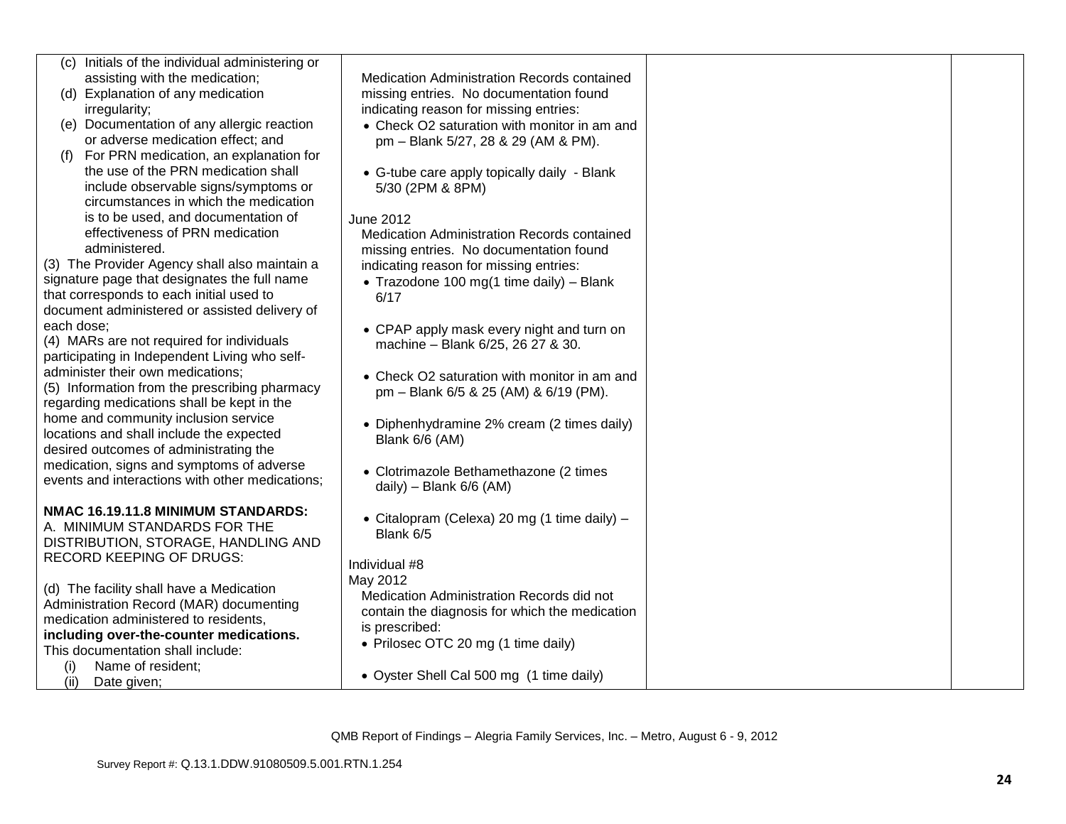| | | | |
|---|---|---|---|
| (c) Initials of the individual administering or assisting with the medication;<br>(d) Explanation of any medication irregularity;<br>(e) Documentation of any allergic reaction or adverse medication effect; and<br>(f) For PRN medication, an explanation for the use of the PRN medication shall include observable signs/symptoms or circumstances in which the medication is to be used, and documentation of effectiveness of PRN medication administered.<br>(3) The Provider Agency shall also maintain a signature page that designates the full name that corresponds to each initial used to document administered or assisted delivery of each dose;<br>(4) MARs are not required for individuals participating in Independent Living who self-administer their own medications;<br>(5) Information from the prescribing pharmacy regarding medications shall be kept in the home and community inclusion service locations and shall include the expected desired outcomes of administrating the medication, signs and symptoms of adverse events and interactions with other medications;<br><br>**NMAC 16.19.11.8 MINIMUM STANDARDS:**<br>A. MINIMUM STANDARDS FOR THE DISTRIBUTION, STORAGE, HANDLING AND RECORD KEEPING OF DRUGS:<br><br>(d) The facility shall have a Medication Administration Record (MAR) documenting medication administered to residents, **including over-the-counter medications.** This documentation shall include:<br>(i) Name of resident;<br>(ii) Date given; | Medication Administration Records contained missing entries. No documentation found indicating reason for missing entries:<br>• Check O2 saturation with monitor in am and pm – Blank 5/27, 28 & 29 (AM & PM).<br>• G-tube care apply topically daily - Blank 5/30 (2PM & 8PM)<br><br>June 2012<br>Medication Administration Records contained missing entries. No documentation found indicating reason for missing entries:<br>• Trazodone 100 mg(1 time daily) – Blank 6/17<br>• CPAP apply mask every night and turn on machine – Blank 6/25, 26 27 & 30.<br>• Check O2 saturation with monitor in am and pm – Blank 6/5 & 25 (AM) & 6/19 (PM).<br>• Diphenhydramine 2% cream (2 times daily) Blank 6/6 (AM)<br>• Clotrimazole Bethamethazone (2 times daily) – Blank 6/6 (AM)<br>• Citalopram (Celexa) 20 mg (1 time daily) – Blank 6/5<br><br>Individual #8<br>May 2012<br>Medication Administration Records did not contain the diagnosis for which the medication is prescribed:<br>• Prilosec OTC 20 mg (1 time daily)<br>• Oyster Shell Cal 500 mg (1 time daily) | | |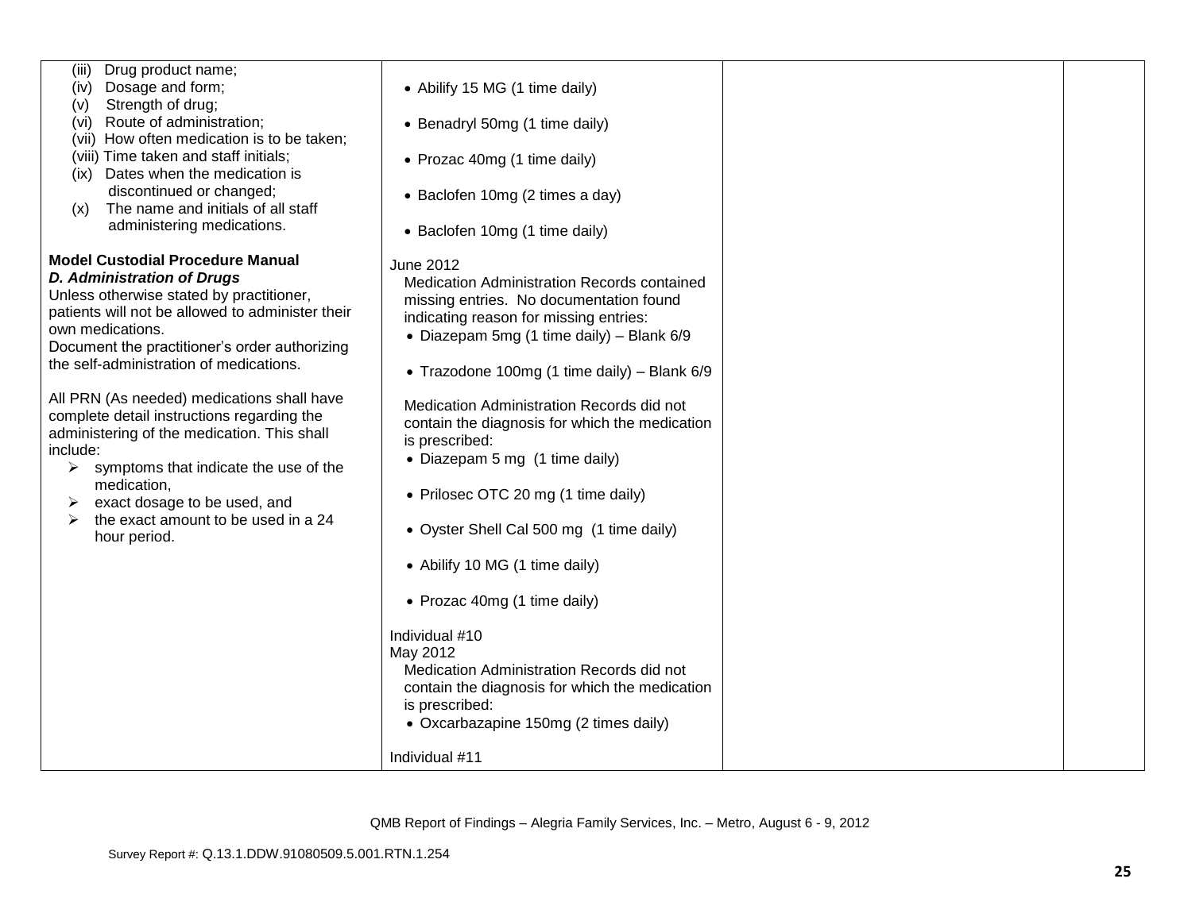| | | | |
|---|---|---|---|
| (iii) Drug product name;<br>(iv) Dosage and form;<br>(v) Strength of drug;<br>(vi) Route of administration;<br>(vii) How often medication is to be taken;<br>(viii) Time taken and staff initials;<br>(ix) Dates when the medication is discontinued or changed;<br>(x) The name and initials of all staff administering medications.<br><br>**Model Custodial Procedure Manual**<br>***D. Administration of Drugs***<br>Unless otherwise stated by practitioner, patients will not be allowed to administer their own medications.<br>Document the practitioner's order authorizing the self-administration of medications.<br><br>All PRN (As needed) medications shall have complete detail instructions regarding the administering of the medication. This shall include:<br>➢ symptoms that indicate the use of the medication,<br>➢ exact dosage to be used, and<br>➢ the exact amount to be used in a 24 hour period. | • Abilify 15 MG (1 time daily)<br><br>• Benadryl 50mg (1 time daily)<br><br>• Prozac 40mg (1 time daily)<br><br>• Baclofen 10mg (2 times a day)<br><br>• Baclofen 10mg (1 time daily)<br><br>June 2012<br>Medication Administration Records contained missing entries. No documentation found indicating reason for missing entries:<br>• Diazepam 5mg (1 time daily) – Blank 6/9<br><br>• Trazodone 100mg (1 time daily) – Blank 6/9<br><br>Medication Administration Records did not contain the diagnosis for which the medication is prescribed:<br>• Diazepam 5 mg (1 time daily)<br><br>• Prilosec OTC 20 mg (1 time daily)<br><br>• Oyster Shell Cal 500 mg (1 time daily)<br><br>• Abilify 10 MG (1 time daily)<br><br>• Prozac 40mg (1 time daily)<br><br>Individual #10<br>May 2012<br>Medication Administration Records did not contain the diagnosis for which the medication is prescribed:<br>• Oxcarbazapine 150mg (2 times daily)<br><br>Individual #11 | | |

QMB Report of Findings – Alegria Family Services, Inc. – Metro, August 6 - 9, 2012

Survey Report #: Q.13.1.DDW.91080509.5.001.RTN.1.254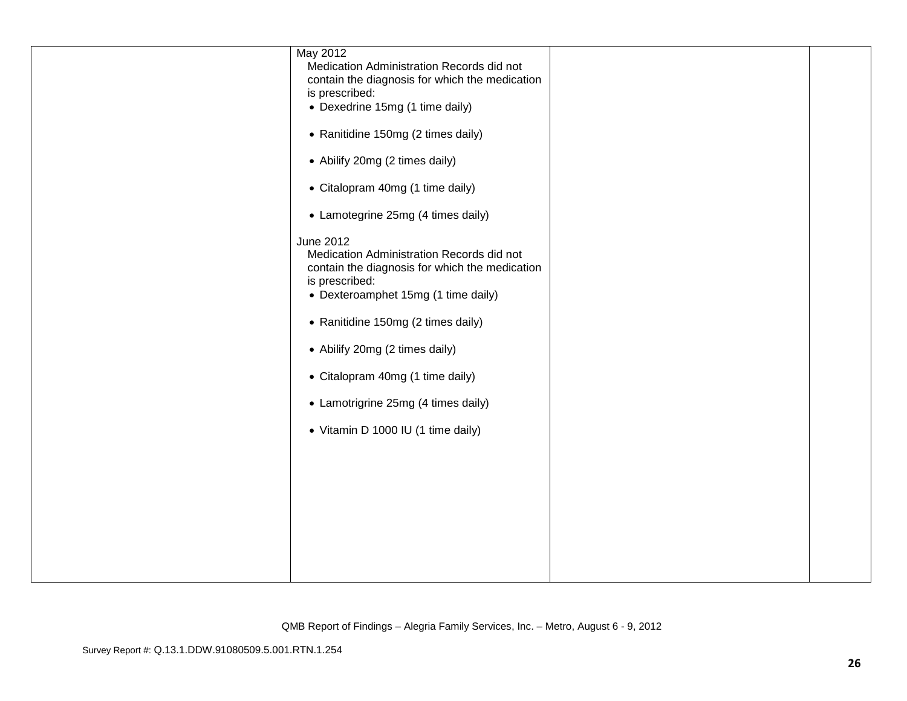|  | May 2012<br>Medication Administration Records did not contain the diagnosis for which the medication is prescribed:<br>• Dexedrine 15mg (1 time daily)<br><br>• Ranitidine 150mg (2 times daily)<br><br>• Abilify 20mg (2 times daily)<br><br>• Citalopram 40mg (1 time daily)<br><br>• Lamotegrine 25mg (4 times daily)<br><br>June 2012<br>Medication Administration Records did not contain the diagnosis for which the medication is prescribed:<br>• Dexteroamphet 15mg (1 time daily)<br><br>• Ranitidine 150mg (2 times daily)<br><br>• Abilify 20mg (2 times daily)<br><br>• Citalopram 40mg (1 time daily)<br><br>• Lamotrigrine 25mg (4 times daily)<br><br>• Vitamin D 1000 IU (1 time daily) |  |  |
|---|---|---|---|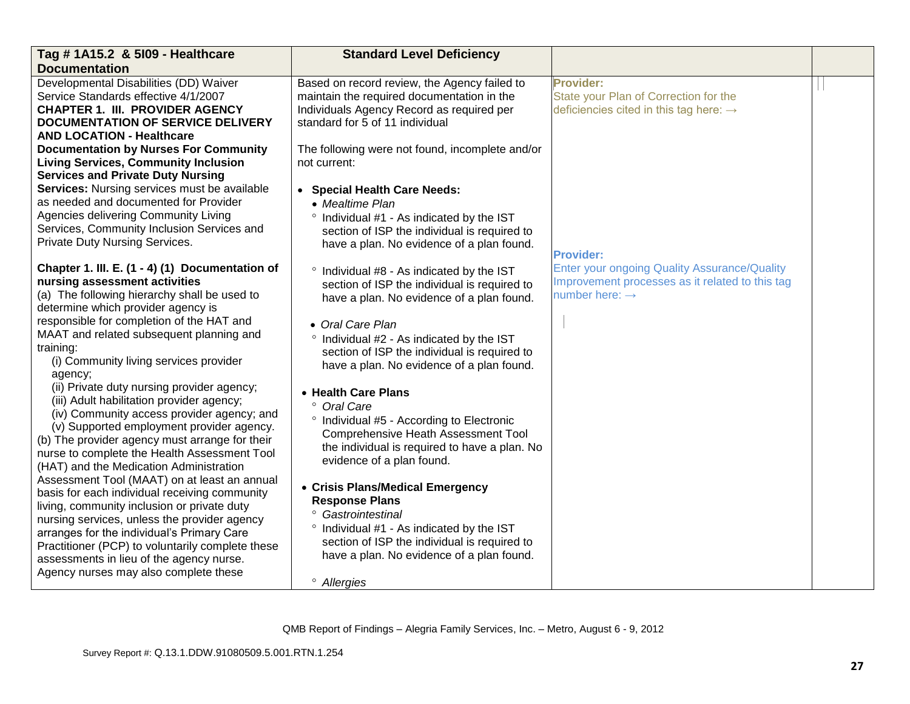| Tag # 1A15.2 & 5I09 - Healthcare Documentation | Standard Level Deficiency | | |
|---|---|---|---|
| Developmental Disabilities (DD) Waiver Service Standards effective 4/1/2007<br>**CHAPTER 1. III. PROVIDER AGENCY DOCUMENTATION OF SERVICE DELIVERY AND LOCATION - Healthcare Documentation by Nurses For Community Living Services, Community Inclusion Services and Private Duty Nursing Services:** Nursing services must be available as needed and documented for Provider Agencies delivering Community Living Services, Community Inclusion Services and Private Duty Nursing Services.<br><br>**Chapter 1. III. E. (1 - 4) (1) Documentation of nursing assessment activities**<br>(a) The following hierarchy shall be used to determine which provider agency is responsible for completion of the HAT and MAAT and related subsequent planning and training:<br>(i) Community living services provider agency;<br>(ii) Private duty nursing provider agency;<br>(iii) Adult habilitation provider agency;<br>(iv) Community access provider agency; and<br>(v) Supported employment provider agency.<br>(b) The provider agency must arrange for their nurse to complete the Health Assessment Tool (HAT) and the Medication Administration Assessment Tool (MAAT) on at least an annual basis for each individual receiving community living, community inclusion or private duty nursing services, unless the provider agency arranges for the individual's Primary Care Practitioner (PCP) to voluntarily complete these assessments in lieu of the agency nurse. Agency nurses may also complete these | Based on record review, the Agency failed to maintain the required documentation in the Individuals Agency Record as required per standard for 5 of 11 individual<br><br>The following were not found, incomplete and/or not current:<br><br>• **Special Health Care Needs:**<br>• *Mealtime Plan*<br>° Individual #1 - As indicated by the IST section of ISP the individual is required to have a plan. No evidence of a plan found.<br><br>° Individual #8 - As indicated by the IST section of ISP the individual is required to have a plan. No evidence of a plan found.<br><br>• *Oral Care Plan*<br>° Individual #2 - As indicated by the IST section of ISP the individual is required to have a plan. No evidence of a plan found.<br><br>• **Health Care Plans**<br>° *Oral Care*<br>° Individual #5 - According to Electronic Comprehensive Heath Assessment Tool the individual is required to have a plan. No evidence of a plan found.<br><br>• **Crisis Plans/Medical Emergency Response Plans**<br>° *Gastrointestinal*<br>° Individual #1 - As indicated by the IST section of ISP the individual is required to have a plan. No evidence of a plan found.<br><br>° *Allergies* | **Provider:**<br>State your Plan of Correction for the deficiencies cited in this tag here: →<br><br>**Provider:**<br>Enter your ongoing Quality Assurance/Quality Improvement processes as it related to this tag number here: → | |

QMB Report of Findings – Alegria Family Services, Inc. – Metro, August 6 - 9, 2012

Survey Report #: Q.13.1.DDW.91080509.5.001.RTN.1.254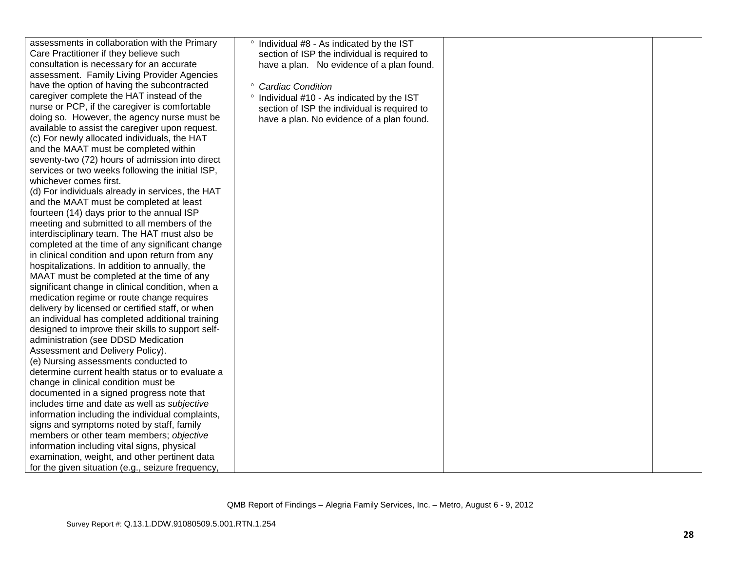| | | | |
|---|---|---|---|
| assessments in collaboration with the Primary Care Practitioner if they believe such consultation is necessary for an accurate assessment. Family Living Provider Agencies have the option of having the subcontracted caregiver complete the HAT instead of the nurse or PCP, if the caregiver is comfortable doing so. However, the agency nurse must be available to assist the caregiver upon request.<br>(c) For newly allocated individuals, the HAT and the MAAT must be completed within seventy-two (72) hours of admission into direct services or two weeks following the initial ISP, whichever comes first.<br>(d) For individuals already in services, the HAT and the MAAT must be completed at least fourteen (14) days prior to the annual ISP meeting and submitted to all members of the interdisciplinary team. The HAT must also be completed at the time of any significant change in clinical condition and upon return from any hospitalizations. In addition to annually, the MAAT must be completed at the time of any significant change in clinical condition, when a medication regime or route change requires delivery by licensed or certified staff, or when an individual has completed additional training designed to improve their skills to support self-administration (see DDSD Medication Assessment and Delivery Policy).<br>(e) Nursing assessments conducted to determine current health status or to evaluate a change in clinical condition must be documented in a signed progress note that includes time and date as well as *subjective* information including the individual complaints, signs and symptoms noted by staff, family members or other team members; *objective* information including vital signs, physical examination, weight, and other pertinent data for the given situation (e.g., seizure frequency, | ° Individual #8 - As indicated by the IST section of ISP the individual is required to have a plan. No evidence of a plan found.<br><br>° *Cardiac Condition*<br>° Individual #10 - As indicated by the IST section of ISP the individual is required to have a plan. No evidence of a plan found. | | |

QMB Report of Findings – Alegria Family Services, Inc. – Metro, August 6 - 9, 2012

Survey Report #: Q.13.1.DDW.91080509.5.001.RTN.1.254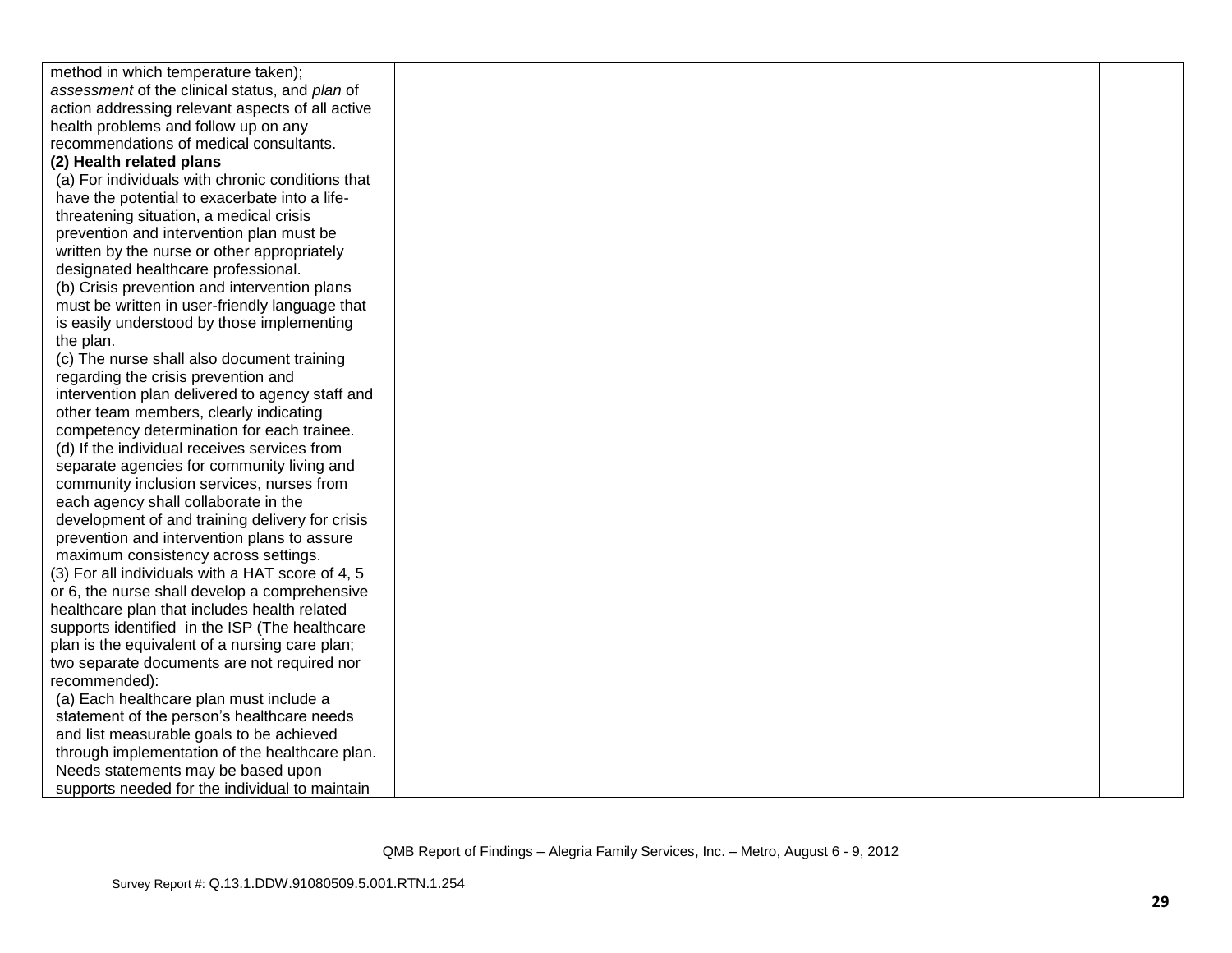| | | | |
|---|---|---|---|
| method in which temperature taken); *assessment* of the clinical status, and *plan* of action addressing relevant aspects of all active health problems and follow up on any recommendations of medical consultants.<br>**(2) Health related plans**<br>(a) For individuals with chronic conditions that have the potential to exacerbate into a life-threatening situation, a medical crisis prevention and intervention plan must be written by the nurse or other appropriately designated healthcare professional.<br>(b) Crisis prevention and intervention plans must be written in user-friendly language that is easily understood by those implementing the plan.<br>(c) The nurse shall also document training regarding the crisis prevention and intervention plan delivered to agency staff and other team members, clearly indicating competency determination for each trainee.<br>(d) If the individual receives services from separate agencies for community living and community inclusion services, nurses from each agency shall collaborate in the development of and training delivery for crisis prevention and intervention plans to assure maximum consistency across settings.<br>(3) For all individuals with a HAT score of 4, 5 or 6, the nurse shall develop a comprehensive healthcare plan that includes health related supports identified in the ISP (The healthcare plan is the equivalent of a nursing care plan; two separate documents are not required nor recommended):<br>(a) Each healthcare plan must include a statement of the person's healthcare needs and list measurable goals to be achieved through implementation of the healthcare plan. Needs statements may be based upon supports needed for the individual to maintain | | | |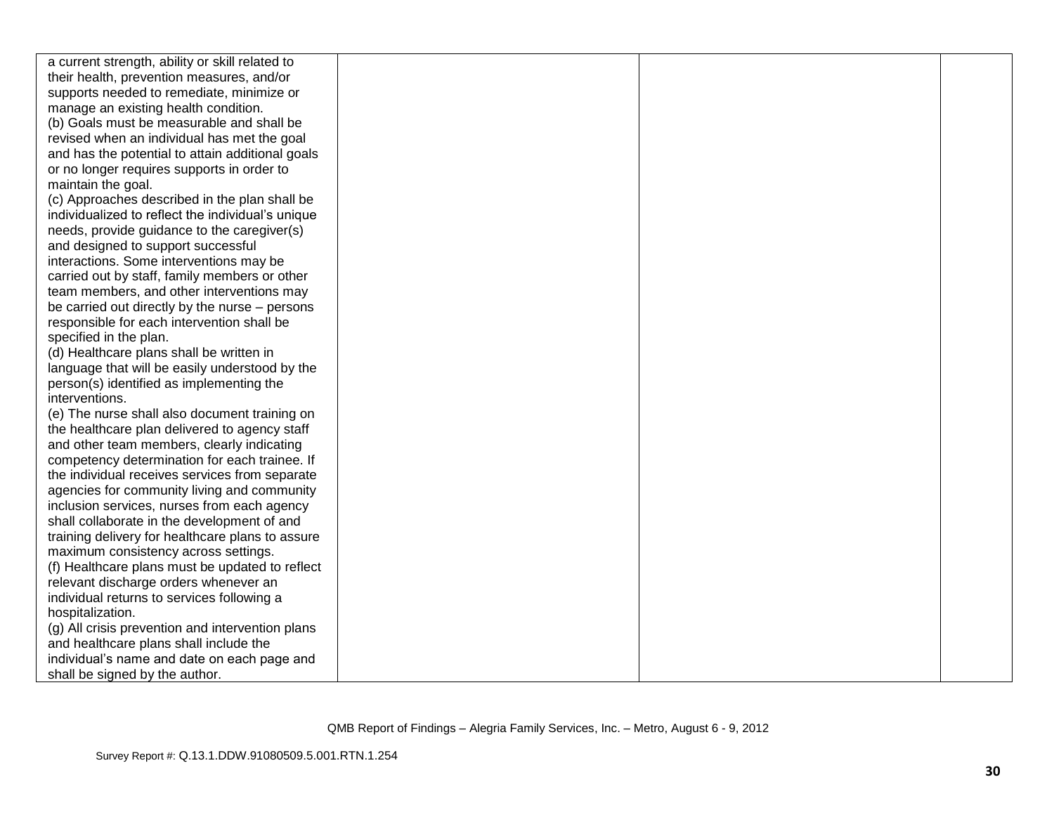| | | | |
|---|---|---|---|
| a current strength, ability or skill related to their health, prevention measures, and/or supports needed to remediate, minimize or manage an existing health condition.<br>(b) Goals must be measurable and shall be revised when an individual has met the goal and has the potential to attain additional goals or no longer requires supports in order to maintain the goal.<br>(c) Approaches described in the plan shall be individualized to reflect the individual's unique needs, provide guidance to the caregiver(s) and designed to support successful interactions. Some interventions may be carried out by staff, family members or other team members, and other interventions may be carried out directly by the nurse – persons responsible for each intervention shall be specified in the plan.<br>(d) Healthcare plans shall be written in language that will be easily understood by the person(s) identified as implementing the interventions.<br>(e) The nurse shall also document training on the healthcare plan delivered to agency staff and other team members, clearly indicating competency determination for each trainee. If the individual receives services from separate agencies for community living and community inclusion services, nurses from each agency shall collaborate in the development of and training delivery for healthcare plans to assure maximum consistency across settings.<br>(f) Healthcare plans must be updated to reflect relevant discharge orders whenever an individual returns to services following a hospitalization.<br>(g) All crisis prevention and intervention plans and healthcare plans shall include the individual's name and date on each page and shall be signed by the author. | | | |

QMB Report of Findings – Alegria Family Services, Inc. – Metro, August 6 - 9, 2012

Survey Report #: Q.13.1.DDW.91080509.5.001.RTN.1.254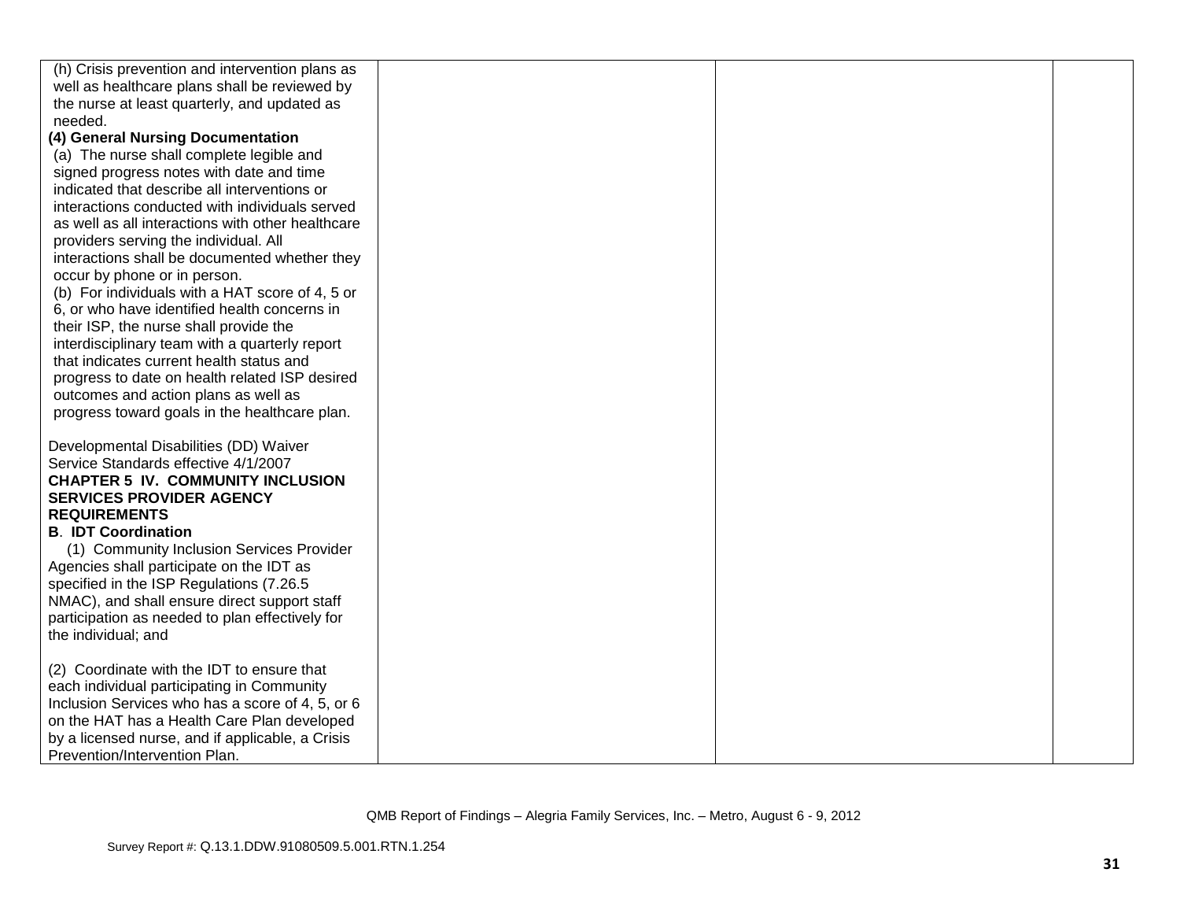| | | | |
|---|---|---|---|
| (h) Crisis prevention and intervention plans as well as healthcare plans shall be reviewed by the nurse at least quarterly, and updated as needed.<br>**(4) General Nursing Documentation**<br>(a) The nurse shall complete legible and signed progress notes with date and time indicated that describe all interventions or interactions conducted with individuals served as well as all interactions with other healthcare providers serving the individual. All interactions shall be documented whether they occur by phone or in person.<br>(b) For individuals with a HAT score of 4, 5 or 6, or who have identified health concerns in their ISP, the nurse shall provide the interdisciplinary team with a quarterly report that indicates current health status and progress to date on health related ISP desired outcomes and action plans as well as progress toward goals in the healthcare plan.<br><br>Developmental Disabilities (DD) Waiver Service Standards effective 4/1/2007<br>**CHAPTER 5 IV. COMMUNITY INCLUSION SERVICES PROVIDER AGENCY REQUIREMENTS**<br>**B. IDT Coordination**<br>(1) Community Inclusion Services Provider Agencies shall participate on the IDT as specified in the ISP Regulations (7.26.5 NMAC), and shall ensure direct support staff participation as needed to plan effectively for the individual; and<br><br>(2) Coordinate with the IDT to ensure that each individual participating in Community Inclusion Services who has a score of 4, 5, or 6 on the HAT has a Health Care Plan developed by a licensed nurse, and if applicable, a Crisis Prevention/Intervention Plan. | | | |

QMB Report of Findings – Alegria Family Services, Inc. – Metro, August 6 - 9, 2012

Survey Report #: Q.13.1.DDW.91080509.5.001.RTN.1.254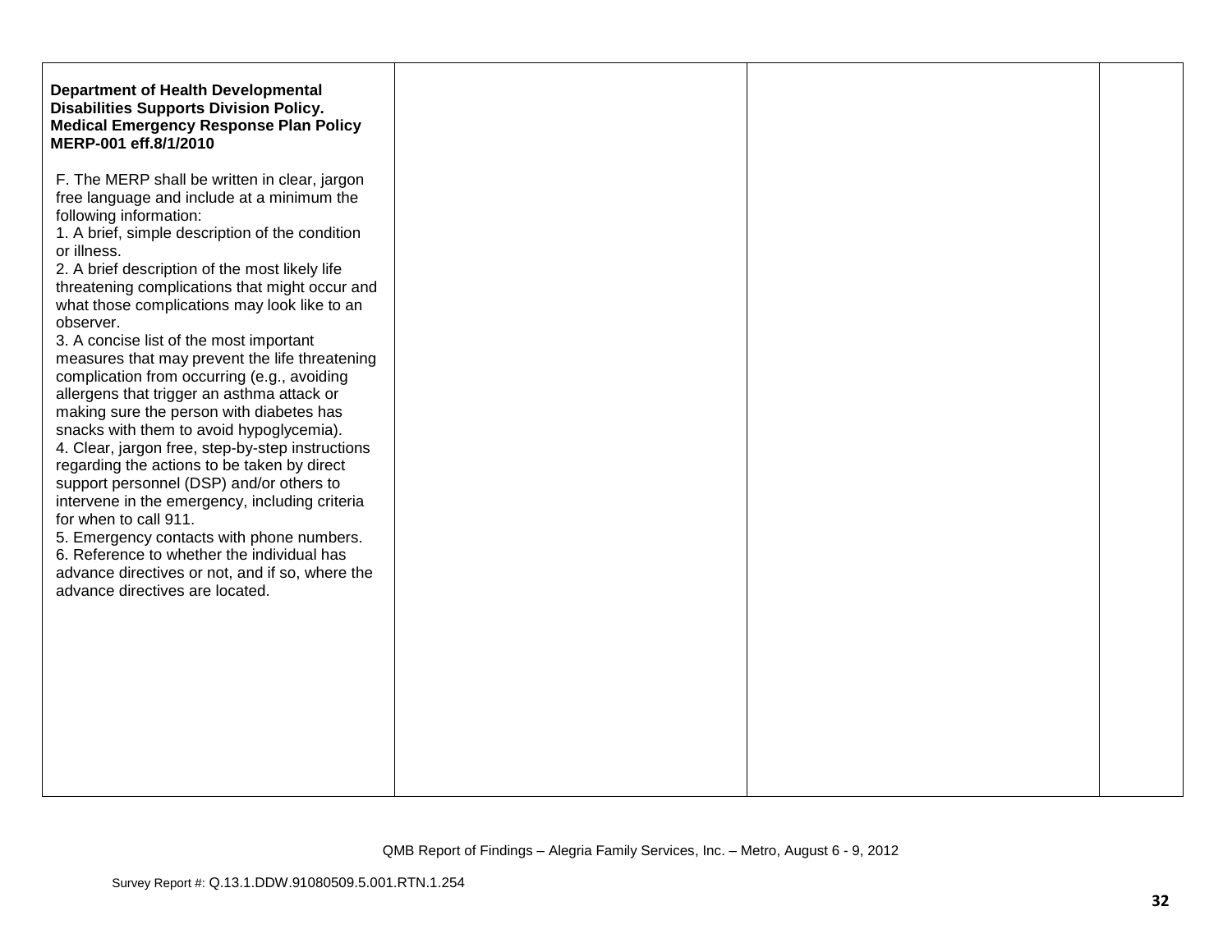| | | | |
|---|---|---|---|
| **Department of Health Developmental Disabilities Supports Division Policy. Medical Emergency Response Plan Policy MERP-001 eff.8/1/2010**<br><br>F. The MERP shall be written in clear, jargon free language and include at a minimum the following information:<br>1. A brief, simple description of the condition or illness.<br>2. A brief description of the most likely life threatening complications that might occur and what those complications may look like to an observer.<br>3. A concise list of the most important measures that may prevent the life threatening complication from occurring (e.g., avoiding allergens that trigger an asthma attack or making sure the person with diabetes has snacks with them to avoid hypoglycemia).<br>4. Clear, jargon free, step-by-step instructions regarding the actions to be taken by direct support personnel (DSP) and/or others to intervene in the emergency, including criteria for when to call 911.<br>5. Emergency contacts with phone numbers.<br>6. Reference to whether the individual has advance directives or not, and if so, where the advance directives are located. | | | |

QMB Report of Findings – Alegria Family Services, Inc. – Metro, August 6 - 9, 2012

Survey Report #: Q.13.1.DDW.91080509.5.001.RTN.1.254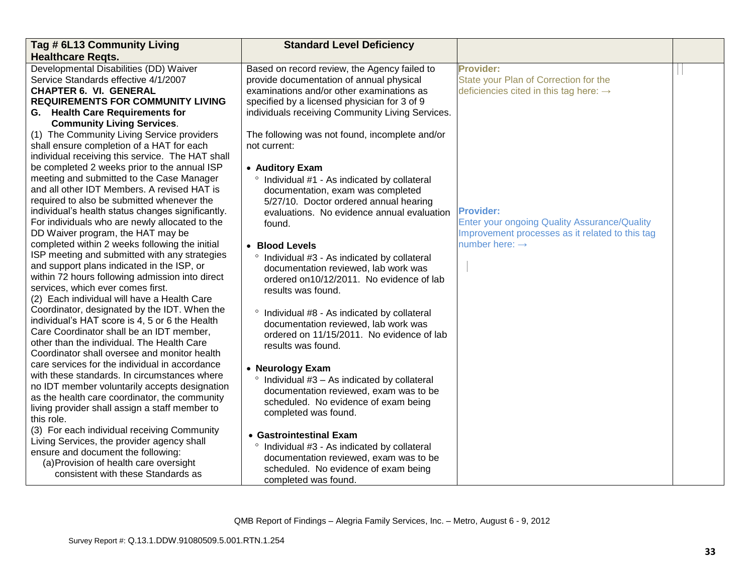| Tag # 6L13 Community Living Healthcare Reqts. | Standard Level Deficiency | | |
|---|---|---|---|
| Developmental Disabilities (DD) Waiver Service Standards effective 4/1/2007<br>**CHAPTER 6. VI. GENERAL REQUIREMENTS FOR COMMUNITY LIVING**<br>**G. Health Care Requirements for Community Living Services**.<br>(1) The Community Living Service providers shall ensure completion of a HAT for each individual receiving this service. The HAT shall be completed 2 weeks prior to the annual ISP meeting and submitted to the Case Manager and all other IDT Members. A revised HAT is required to also be submitted whenever the individual's health status changes significantly. For individuals who are newly allocated to the DD Waiver program, the HAT may be completed within 2 weeks following the initial ISP meeting and submitted with any strategies and support plans indicated in the ISP, or within 72 hours following admission into direct services, which ever comes first.<br>(2) Each individual will have a Health Care Coordinator, designated by the IDT. When the individual's HAT score is 4, 5 or 6 the Health Care Coordinator shall be an IDT member, other than the individual. The Health Care Coordinator shall oversee and monitor health care services for the individual in accordance with these standards. In circumstances where no IDT member voluntarily accepts designation as the health care coordinator, the community living provider shall assign a staff member to this role.<br>(3) For each individual receiving Community Living Services, the provider agency shall ensure and document the following:<br>(a) Provision of health care oversight consistent with these Standards as | Based on record review, the Agency failed to provide documentation of annual physical examinations and/or other examinations as specified by a licensed physician for 3 of 9 individuals receiving Community Living Services.<br><br>The following was not found, incomplete and/or not current:<br><br>• **Auditory Exam**<br>° Individual #1 - As indicated by collateral documentation, exam was completed 5/27/10. Doctor ordered annual hearing evaluations. No evidence annual evaluation found.<br><br>• **Blood Levels**<br>° Individual #3 - As indicated by collateral documentation reviewed, lab work was ordered on10/12/2011. No evidence of lab results was found.<br><br>° Individual #8 - As indicated by collateral documentation reviewed, lab work was ordered on 11/15/2011. No evidence of lab results was found.<br><br>• **Neurology Exam**<br>° Individual #3 – As indicated by collateral documentation reviewed, exam was to be scheduled. No evidence of exam being completed was found.<br><br>• **Gastrointestinal Exam**<br>° Individual #3 - As indicated by collateral documentation reviewed, exam was to be scheduled. No evidence of exam being completed was found. | **Provider:**<br>State your Plan of Correction for the deficiencies cited in this tag here: →<br><br>**Provider:**<br>Enter your ongoing Quality Assurance/Quality Improvement processes as it related to this tag number here: → | |

QMB Report of Findings – Alegria Family Services, Inc. – Metro, August 6 - 9, 2012

Survey Report #: Q.13.1.DDW.91080509.5.001.RTN.1.254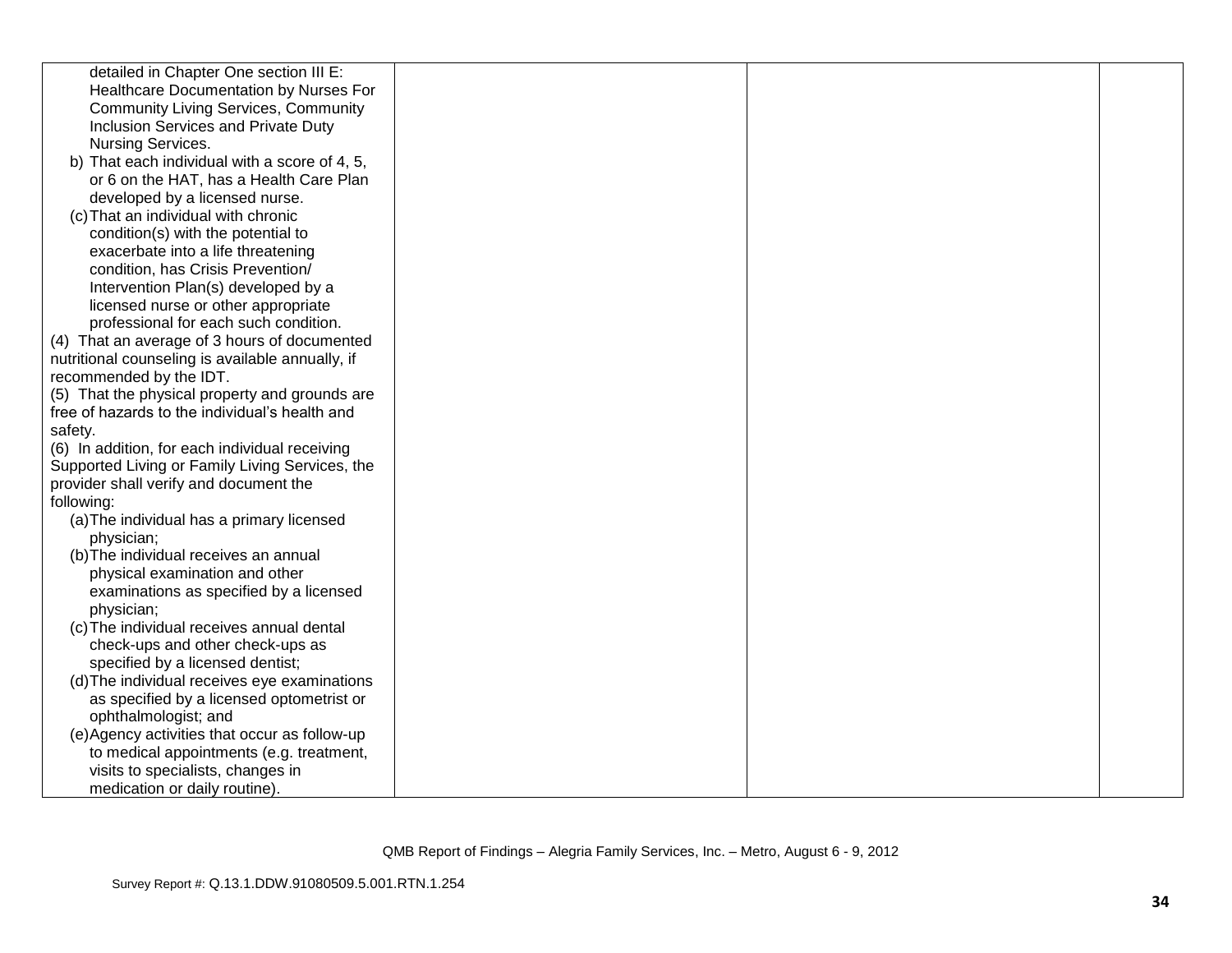| | | | |
|---|---|---|---|
| detailed in Chapter One section III E: Healthcare Documentation by Nurses For Community Living Services, Community Inclusion Services and Private Duty Nursing Services.<br>b) That each individual with a score of 4, 5, or 6 on the HAT, has a Health Care Plan developed by a licensed nurse.<br>(c) That an individual with chronic condition(s) with the potential to exacerbate into a life threatening condition, has Crisis Prevention/ Intervention Plan(s) developed by a licensed nurse or other appropriate professional for each such condition.<br>(4) That an average of 3 hours of documented nutritional counseling is available annually, if recommended by the IDT.<br>(5) That the physical property and grounds are free of hazards to the individual's health and safety.<br>(6) In addition, for each individual receiving Supported Living or Family Living Services, the provider shall verify and document the following:<br>(a) The individual has a primary licensed physician;<br>(b) The individual receives an annual physical examination and other examinations as specified by a licensed physician;<br>(c) The individual receives annual dental check-ups and other check-ups as specified by a licensed dentist;<br>(d) The individual receives eye examinations as specified by a licensed optometrist or ophthalmologist; and<br>(e) Agency activities that occur as follow-up to medical appointments (e.g. treatment, visits to specialists, changes in medication or daily routine). | | | |

QMB Report of Findings – Alegria Family Services, Inc. – Metro, August 6 - 9, 2012

Survey Report #: Q.13.1.DDW.91080509.5.001.RTN.1.254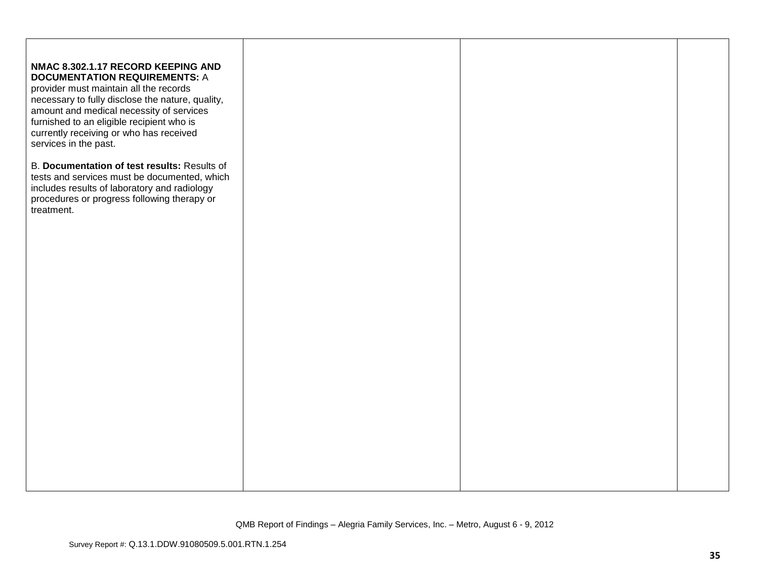| | | | |
|---|---|---|---|
| **NMAC 8.302.1.17 RECORD KEEPING AND DOCUMENTATION REQUIREMENTS:** A provider must maintain all the records necessary to fully disclose the nature, quality, amount and medical necessity of services furnished to an eligible recipient who is currently receiving or who has received services in the past.<br><br>B. **Documentation of test results:** Results of tests and services must be documented, which includes results of laboratory and radiology procedures or progress following therapy or treatment. | | | |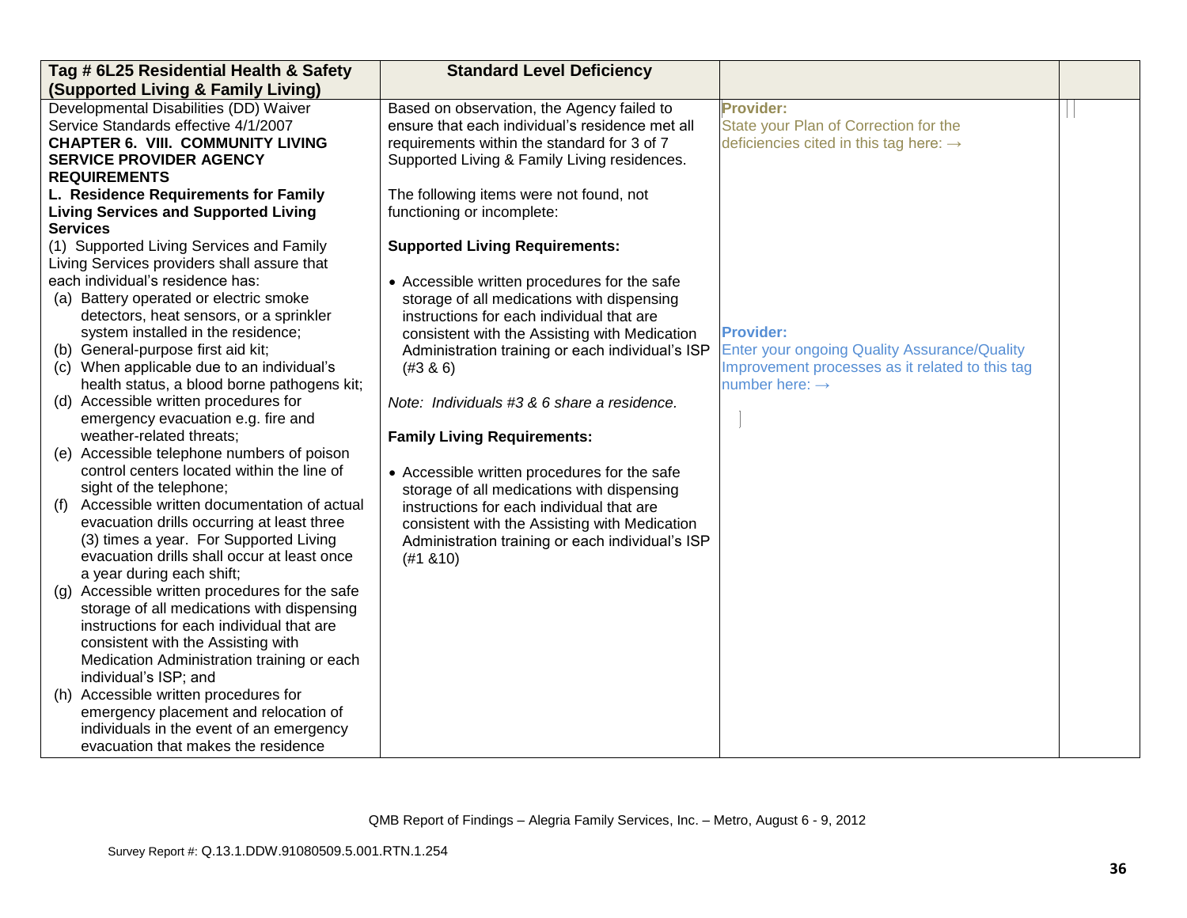| Tag # 6L25 Residential Health & Safety (Supported Living & Family Living) | Standard Level Deficiency | | |
|---|---|---|---|
| Developmental Disabilities (DD) Waiver Service Standards effective 4/1/2007<br>**CHAPTER 6. VIII. COMMUNITY LIVING SERVICE PROVIDER AGENCY REQUIREMENTS**<br>**L. Residence Requirements for Family Living Services and Supported Living Services**<br>(1) Supported Living Services and Family Living Services providers shall assure that each individual's residence has:<br>(a) Battery operated or electric smoke detectors, heat sensors, or a sprinkler system installed in the residence;<br>(b) General-purpose first aid kit;<br>(c) When applicable due to an individual's health status, a blood borne pathogens kit;<br>(d) Accessible written procedures for emergency evacuation e.g. fire and weather-related threats;<br>(e) Accessible telephone numbers of poison control centers located within the line of sight of the telephone;<br>(f) Accessible written documentation of actual evacuation drills occurring at least three (3) times a year. For Supported Living evacuation drills shall occur at least once a year during each shift;<br>(g) Accessible written procedures for the safe storage of all medications with dispensing instructions for each individual that are consistent with the Assisting with Medication Administration training or each individual's ISP; and<br>(h) Accessible written procedures for emergency placement and relocation of individuals in the event of an emergency evacuation that makes the residence | Based on observation, the Agency failed to ensure that each individual's residence met all requirements within the standard for 3 of 7 Supported Living & Family Living residences.<br><br>The following items were not found, not functioning or incomplete:<br><br>**Supported Living Requirements:**<br><br>• Accessible written procedures for the safe storage of all medications with dispensing instructions for each individual that are consistent with the Assisting with Medication Administration training or each individual's ISP (#3 & 6)<br><br>*Note: Individuals #3 & 6 share a residence.*<br><br>**Family Living Requirements:**<br><br>• Accessible written procedures for the safe storage of all medications with dispensing instructions for each individual that are consistent with the Assisting with Medication Administration training or each individual's ISP (#1 &10) | **Provider:**<br>State your Plan of Correction for the deficiencies cited in this tag here: →<br><br>**Provider:**<br>Enter your ongoing Quality Assurance/Quality Improvement processes as it related to this tag number here: → | |

QMB Report of Findings – Alegria Family Services, Inc. – Metro, August 6 - 9, 2012

Survey Report #: Q.13.1.DDW.91080509.5.001.RTN.1.254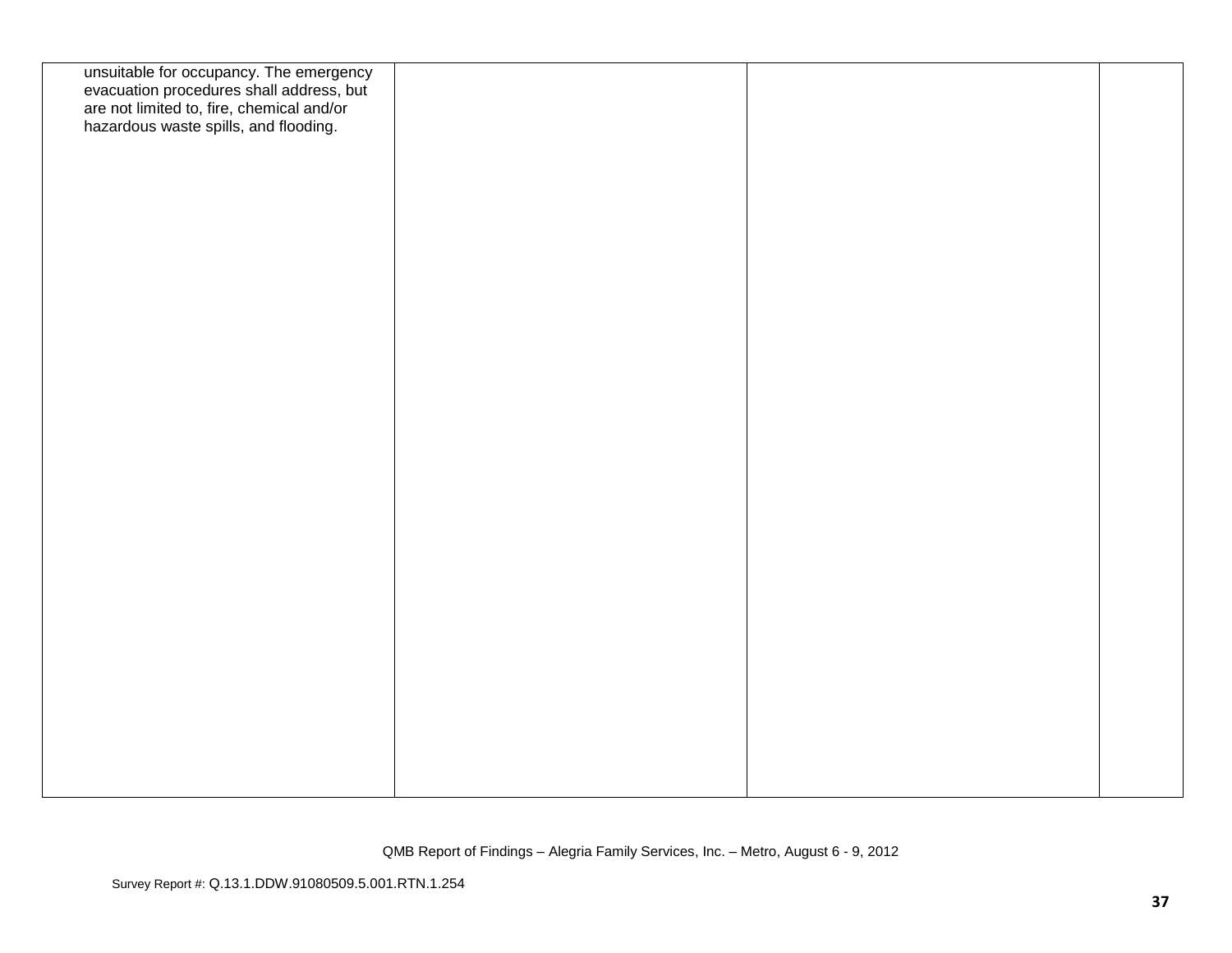| | | | |
|---|---|---|---|
| unsuitable for occupancy. The emergency evacuation procedures shall address, but are not limited to, fire, chemical and/or hazardous waste spills, and flooding. | | | |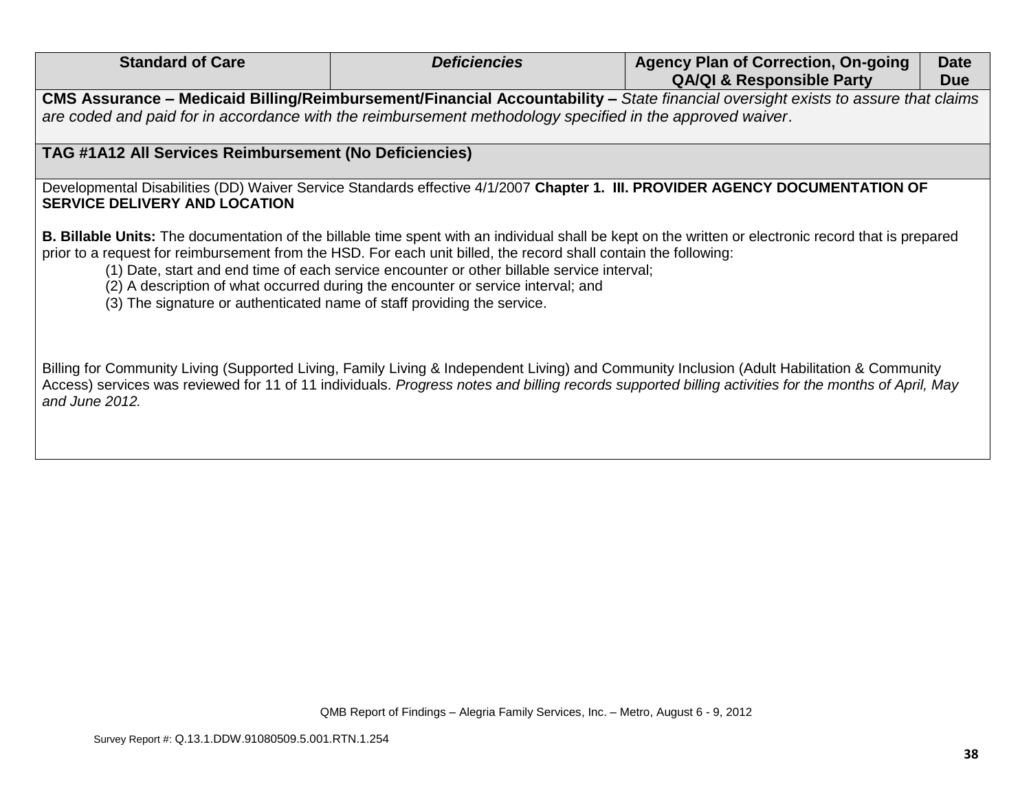| Standard of Care | *Deficiencies* | Agency Plan of Correction, On-going QA/QI & Responsible Party | Date Due |
|---|---|---|---|
| **CMS Assurance – Medicaid Billing/Reimbursement/Financial Accountability –** *State financial oversight exists to assure that claims are coded and paid for in accordance with the reimbursement methodology specified in the approved waiver*. | | | |
| **TAG #1A12 All Services Reimbursement (No Deficiencies)** | | | |
| Developmental Disabilities (DD) Waiver Service Standards effective 4/1/2007 **Chapter 1. III. PROVIDER AGENCY DOCUMENTATION OF SERVICE DELIVERY AND LOCATION**<br><br>**B. Billable Units:** The documentation of the billable time spent with an individual shall be kept on the written or electronic record that is prepared prior to a request for reimbursement from the HSD. For each unit billed, the record shall contain the following:<br>(1) Date, start and end time of each service encounter or other billable service interval;<br>(2) A description of what occurred during the encounter or service interval; and<br>(3) The signature or authenticated name of staff providing the service.<br><br>Billing for Community Living (Supported Living, Family Living & Independent Living) and Community Inclusion (Adult Habilitation & Community Access) services was reviewed for 11 of 11 individuals. *Progress notes and billing records supported billing activities for the months of April, May and June 2012.* | | | |

QMB Report of Findings – Alegria Family Services, Inc. – Metro, August 6 - 9, 2012

Survey Report #: Q.13.1.DDW.91080509.5.001.RTN.1.254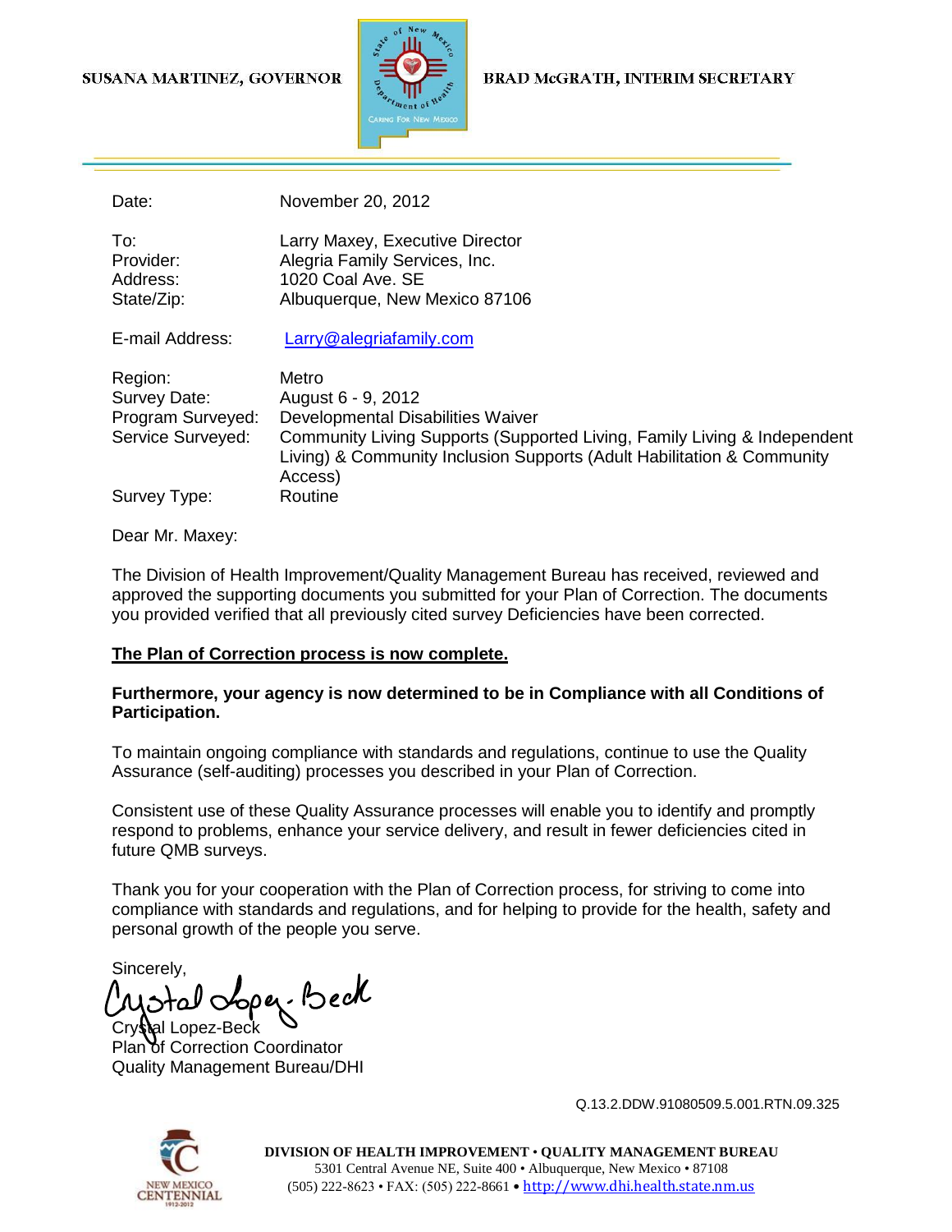SUSANA MARTINEZ, GOVERNOR

BRAD McGRATH, INTERIM SECRETARY

| | |
|---|---|
| Date: | November 20, 2012 |
| To: | Larry Maxey, Executive Director |
| Provider: | Alegria Family Services, Inc. |
| Address: | 1020 Coal Ave. SE |
| State/Zip: | Albuquerque, New Mexico 87106 |
| E-mail Address: | Larry@alegriafamily.com |
| Region: | Metro |
| Survey Date: | August 6 - 9, 2012 |
| Program Surveyed: | Developmental Disabilities Waiver |
| Service Surveyed: | Community Living Supports (Supported Living, Family Living & Independent Living) & Community Inclusion Supports (Adult Habilitation & Community Access) |
| Survey Type: | Routine |

Dear Mr. Maxey:

The Division of Health Improvement/Quality Management Bureau has received, reviewed and approved the supporting documents you submitted for your Plan of Correction. The documents you provided verified that all previously cited survey Deficiencies have been corrected.

**<u>The Plan of Correction process is now complete.</u>**

**Furthermore, your agency is now determined to be in Compliance with all Conditions of Participation.**

To maintain ongoing compliance with standards and regulations, continue to use the Quality Assurance (self-auditing) processes you described in your Plan of Correction.

Consistent use of these Quality Assurance processes will enable you to identify and promptly respond to problems, enhance your service delivery, and result in fewer deficiencies cited in future QMB surveys.

Thank you for your cooperation with the Plan of Correction process, for striving to come into compliance with standards and regulations, and for helping to provide for the health, safety and personal growth of the people you serve.

Sincerely,

Crystal Lopez-Beck
Plan of Correction Coordinator
Quality Management Bureau/DHI

Q.13.2.DDW.91080509.5.001.RTN.09.325

**DIVISION OF HEALTH IMPROVEMENT • QUALITY MANAGEMENT BUREAU**
5301 Central Avenue NE, Suite 400 • Albuquerque, New Mexico • 87108
(505) 222-8623 • FAX: (505) 222-8661 • http://www.dhi.health.state.nm.us